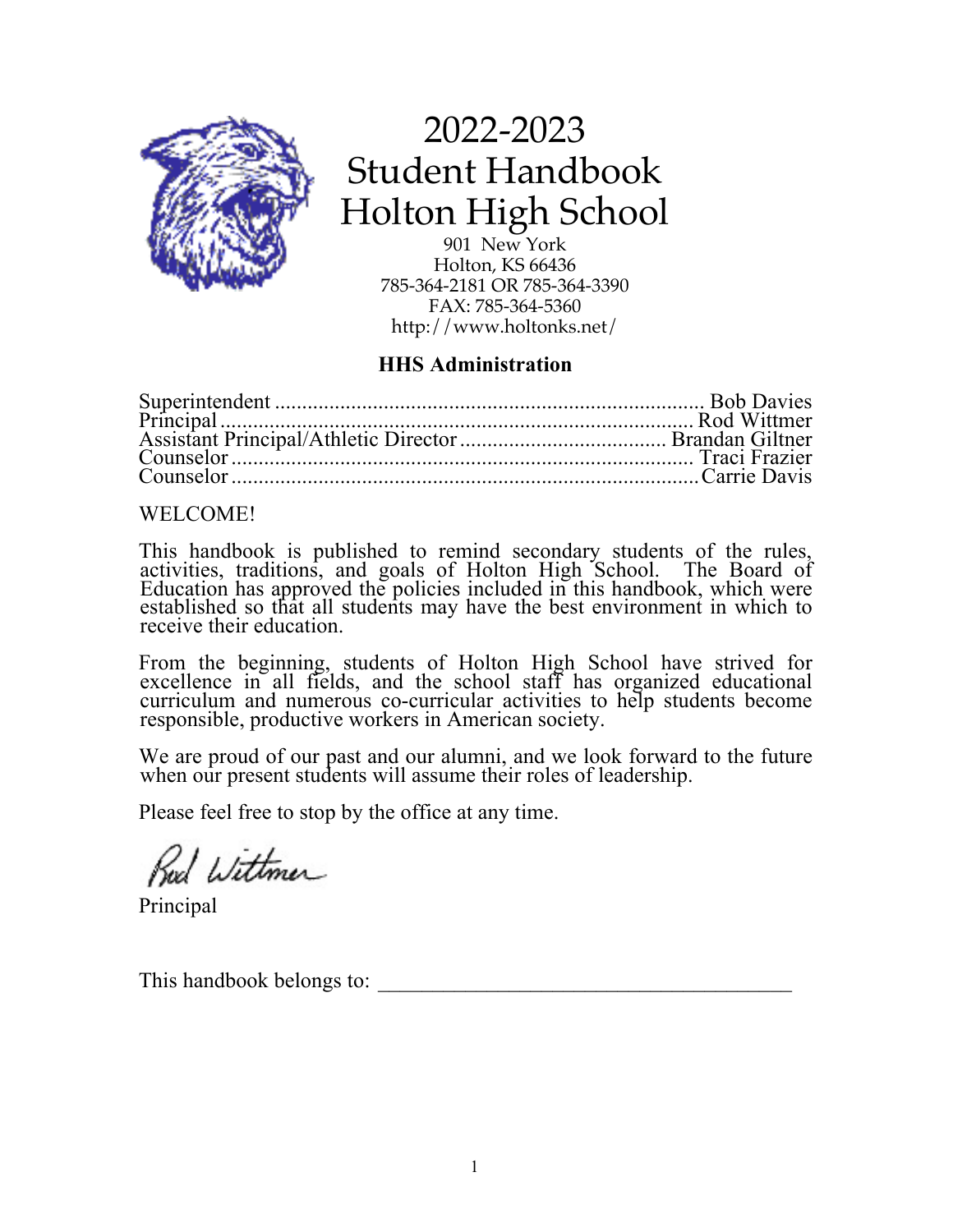# 2022-2023
# Student Handbook
# Holton High School

901 New York
Holton, KS 66436
785-364-2181 OR 785-364-3390
FAX: 785-364-5360
http://www.holtonks.net/

## HHS Administration

Superintendent ............................................................................ Bob Davies
Principal ...................................................................................... Rod Wittmer
Assistant Principal/Athletic Director ...................................... Brandan Giltner
Counselor .................................................................................... Traci Frazier
Counselor .................................................................................... Carrie Davis

WELCOME!

This handbook is published to remind secondary students of the rules, activities, traditions, and goals of Holton High School. The Board of Education has approved the policies included in this handbook, which were established so that all students may have the best environment in which to receive their education.

From the beginning, students of Holton High School have strived for excellence in all fields, and the school staff has organized educational curriculum and numerous co-curricular activities to help students become responsible, productive workers in American society.

We are proud of our past and our alumni, and we look forward to the future when our present students will assume their roles of leadership.

Please feel free to stop by the office at any time.

Rod Wittmer
Principal

This handbook belongs to: ________________________________________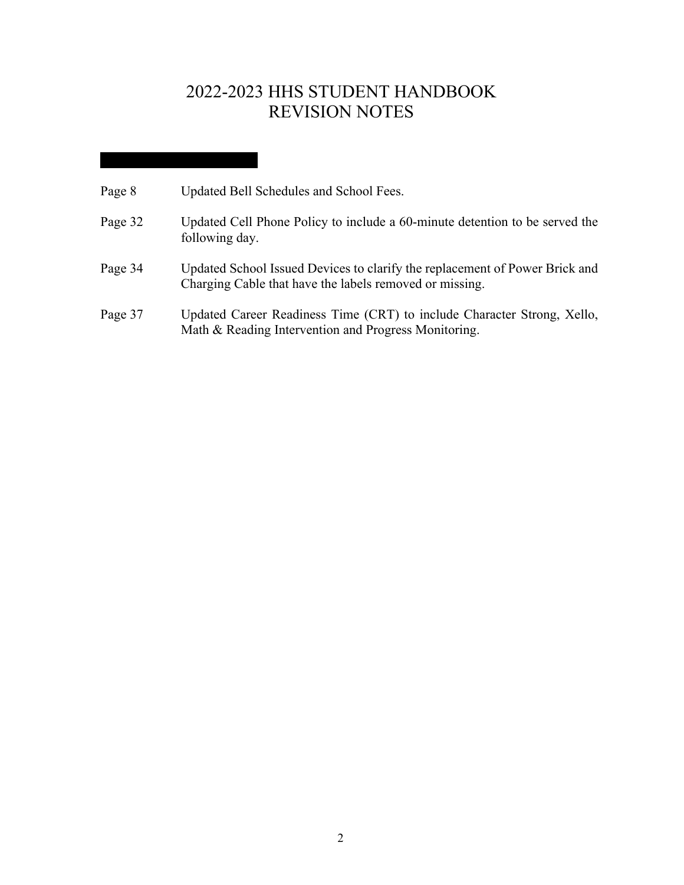# 2022-2023 HHS STUDENT HANDBOOK
# REVISION NOTES

| | |
|---|---|
| Page 8 | Updated Bell Schedules and School Fees. |
| Page 32 | Updated Cell Phone Policy to include a 60-minute detention to be served the following day. |
| Page 34 | Updated School Issued Devices to clarify the replacement of Power Brick and Charging Cable that have the labels removed or missing. |
| Page 37 | Updated Career Readiness Time (CRT) to include Character Strong, Xello, Math & Reading Intervention and Progress Monitoring. |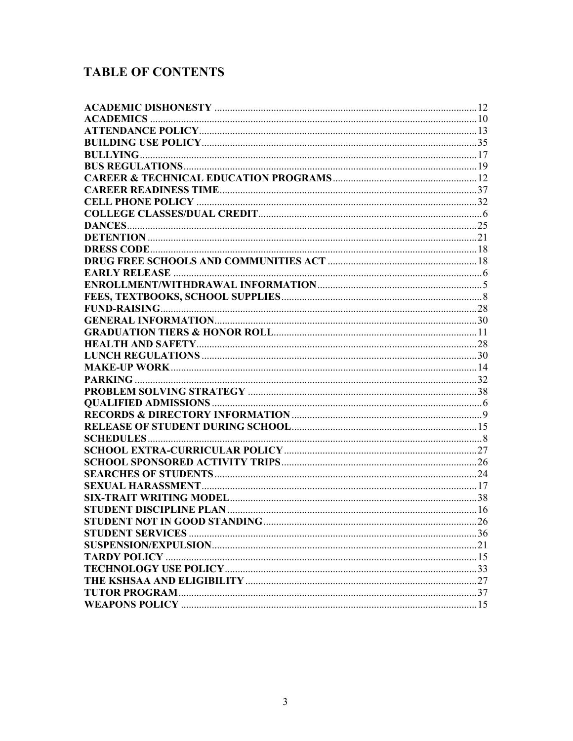# TABLE OF CONTENTS

| | |
|---|---|
| ACADEMIC DISHONESTY | 12 |
| ACADEMICS | 10 |
| ATTENDANCE POLICY | 13 |
| BUILDING USE POLICY | 35 |
| BULLYING | 17 |
| BUS REGULATIONS | 19 |
| CAREER & TECHNICAL EDUCATION PROGRAMS | 12 |
| CAREER READINESS TIME | 37 |
| CELL PHONE POLICY | 32 |
| COLLEGE CLASSES/DUAL CREDIT | 6 |
| DANCES | 25 |
| DETENTION | 21 |
| DRESS CODE | 18 |
| DRUG FREE SCHOOLS AND COMMUNITIES ACT | 18 |
| EARLY RELEASE | 6 |
| ENROLLMENT/WITHDRAWAL INFORMATION | 5 |
| FEES, TEXTBOOKS, SCHOOL SUPPLIES | 8 |
| FUND-RAISING | 28 |
| GENERAL INFORMATION | 30 |
| GRADUATION TIERS & HONOR ROLL | 11 |
| HEALTH AND SAFETY | 28 |
| LUNCH REGULATIONS | 30 |
| MAKE-UP WORK | 14 |
| PARKING | 32 |
| PROBLEM SOLVING STRATEGY | 38 |
| QUALIFIED ADMISSIONS | 6 |
| RECORDS & DIRECTORY INFORMATION | 9 |
| RELEASE OF STUDENT DURING SCHOOL | 15 |
| SCHEDULES | 8 |
| SCHOOL EXTRA-CURRICULAR POLICY | 27 |
| SCHOOL SPONSORED ACTIVITY TRIPS | 26 |
| SEARCHES OF STUDENTS | 24 |
| SEXUAL HARASSMENT | 17 |
| SIX-TRAIT WRITING MODEL | 38 |
| STUDENT DISCIPLINE PLAN | 16 |
| STUDENT NOT IN GOOD STANDING | 26 |
| STUDENT SERVICES | 36 |
| SUSPENSION/EXPULSION | 21 |
| TARDY POLICY | 15 |
| TECHNOLOGY USE POLICY | 33 |
| THE KSHSAA AND ELIGIBILITY | 27 |
| TUTOR PROGRAM | 37 |
| WEAPONS POLICY | 15 |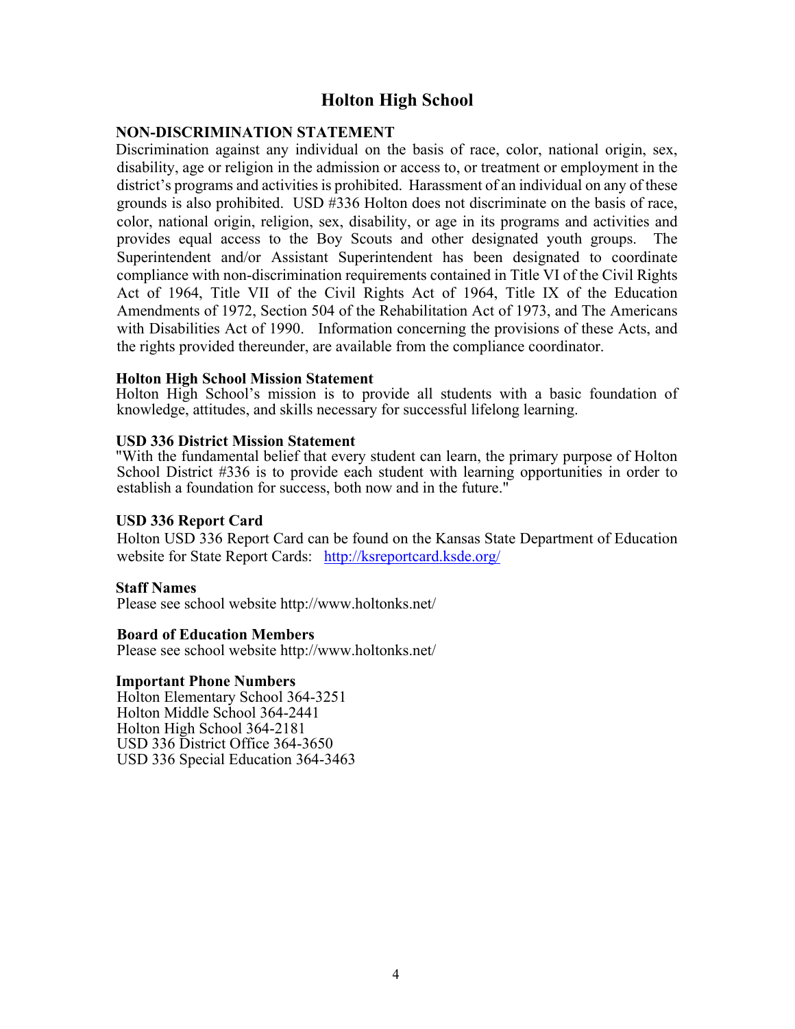# Holton High School

## NON-DISCRIMINATION STATEMENT

Discrimination against any individual on the basis of race, color, national origin, sex, disability, age or religion in the admission or access to, or treatment or employment in the district's programs and activities is prohibited. Harassment of an individual on any of these grounds is also prohibited. USD #336 Holton does not discriminate on the basis of race, color, national origin, religion, sex, disability, or age in its programs and activities and provides equal access to the Boy Scouts and other designated youth groups. The Superintendent and/or Assistant Superintendent has been designated to coordinate compliance with non-discrimination requirements contained in Title VI of the Civil Rights Act of 1964, Title VII of the Civil Rights Act of 1964, Title IX of the Education Amendments of 1972, Section 504 of the Rehabilitation Act of 1973, and The Americans with Disabilities Act of 1990. Information concerning the provisions of these Acts, and the rights provided thereunder, are available from the compliance coordinator.

### Holton High School Mission Statement

Holton High School's mission is to provide all students with a basic foundation of knowledge, attitudes, and skills necessary for successful lifelong learning.

### USD 336 District Mission Statement

"With the fundamental belief that every student can learn, the primary purpose of Holton School District #336 is to provide each student with learning opportunities in order to establish a foundation for success, both now and in the future."

### USD 336 Report Card

Holton USD 336 Report Card can be found on the Kansas State Department of Education website for State Report Cards: http://ksreportcard.ksde.org/

### Staff Names

Please see school website http://www.holtonks.net/

### Board of Education Members

Please see school website http://www.holtonks.net/

### Important Phone Numbers

Holton Elementary School 364-3251
Holton Middle School 364-2441
Holton High School 364-2181
USD 336 District Office 364-3650
USD 336 Special Education 364-3463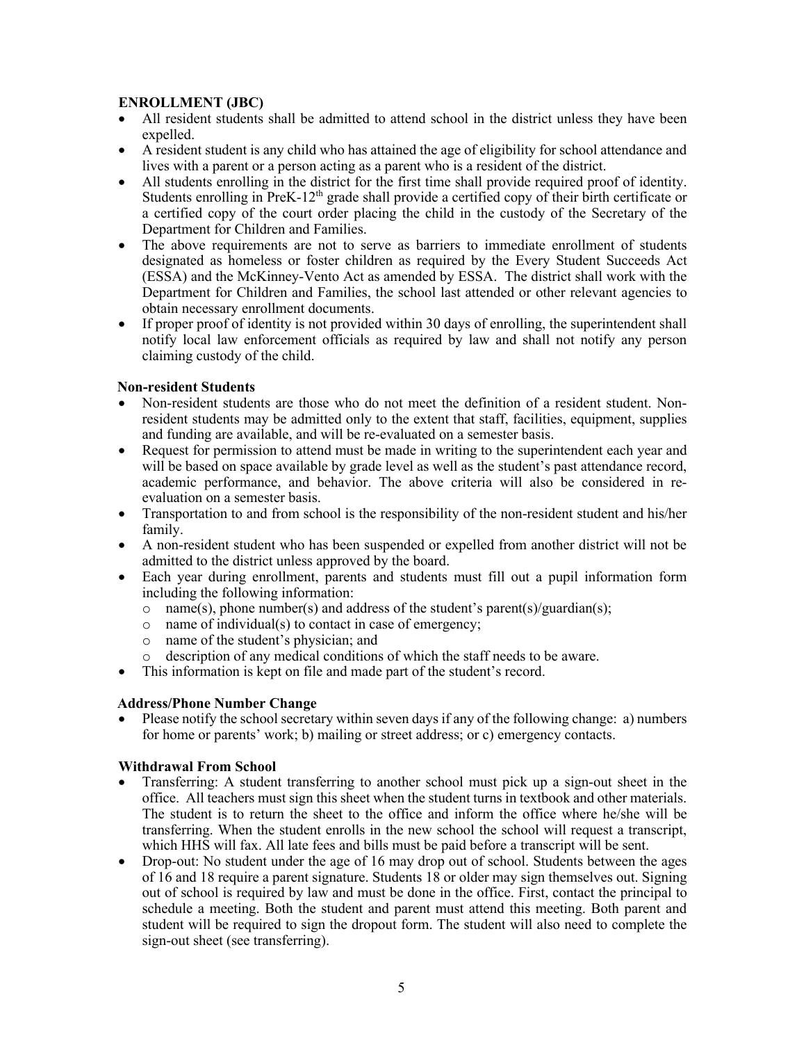**ENROLLMENT (JBC)**

- All resident students shall be admitted to attend school in the district unless they have been expelled.
- A resident student is any child who has attained the age of eligibility for school attendance and lives with a parent or a person acting as a parent who is a resident of the district.
- All students enrolling in the district for the first time shall provide required proof of identity. Students enrolling in PreK-12th grade shall provide a certified copy of their birth certificate or a certified copy of the court order placing the child in the custody of the Secretary of the Department for Children and Families.
- The above requirements are not to serve as barriers to immediate enrollment of students designated as homeless or foster children as required by the Every Student Succeeds Act (ESSA) and the McKinney-Vento Act as amended by ESSA. The district shall work with the Department for Children and Families, the school last attended or other relevant agencies to obtain necessary enrollment documents.
- If proper proof of identity is not provided within 30 days of enrolling, the superintendent shall notify local law enforcement officials as required by law and shall not notify any person claiming custody of the child.

**Non-resident Students**

- Non-resident students are those who do not meet the definition of a resident student. Non-resident students may be admitted only to the extent that staff, facilities, equipment, supplies and funding are available, and will be re-evaluated on a semester basis.
- Request for permission to attend must be made in writing to the superintendent each year and will be based on space available by grade level as well as the student's past attendance record, academic performance, and behavior. The above criteria will also be considered in re-evaluation on a semester basis.
- Transportation to and from school is the responsibility of the non-resident student and his/her family.
- A non-resident student who has been suspended or expelled from another district will not be admitted to the district unless approved by the board.
- Each year during enrollment, parents and students must fill out a pupil information form including the following information:
  - name(s), phone number(s) and address of the student's parent(s)/guardian(s);
  - name of individual(s) to contact in case of emergency;
  - name of the student's physician; and
  - description of any medical conditions of which the staff needs to be aware.
- This information is kept on file and made part of the student's record.

**Address/Phone Number Change**

- Please notify the school secretary within seven days if any of the following change: a) numbers for home or parents' work; b) mailing or street address; or c) emergency contacts.

**Withdrawal From School**

- Transferring: A student transferring to another school must pick up a sign-out sheet in the office. All teachers must sign this sheet when the student turns in textbook and other materials. The student is to return the sheet to the office and inform the office where he/she will be transferring. When the student enrolls in the new school the school will request a transcript, which HHS will fax. All late fees and bills must be paid before a transcript will be sent.
- Drop-out: No student under the age of 16 may drop out of school. Students between the ages of 16 and 18 require a parent signature. Students 18 or older may sign themselves out. Signing out of school is required by law and must be done in the office. First, contact the principal to schedule a meeting. Both the student and parent must attend this meeting. Both parent and student will be required to sign the dropout form. The student will also need to complete the sign-out sheet (see transferring).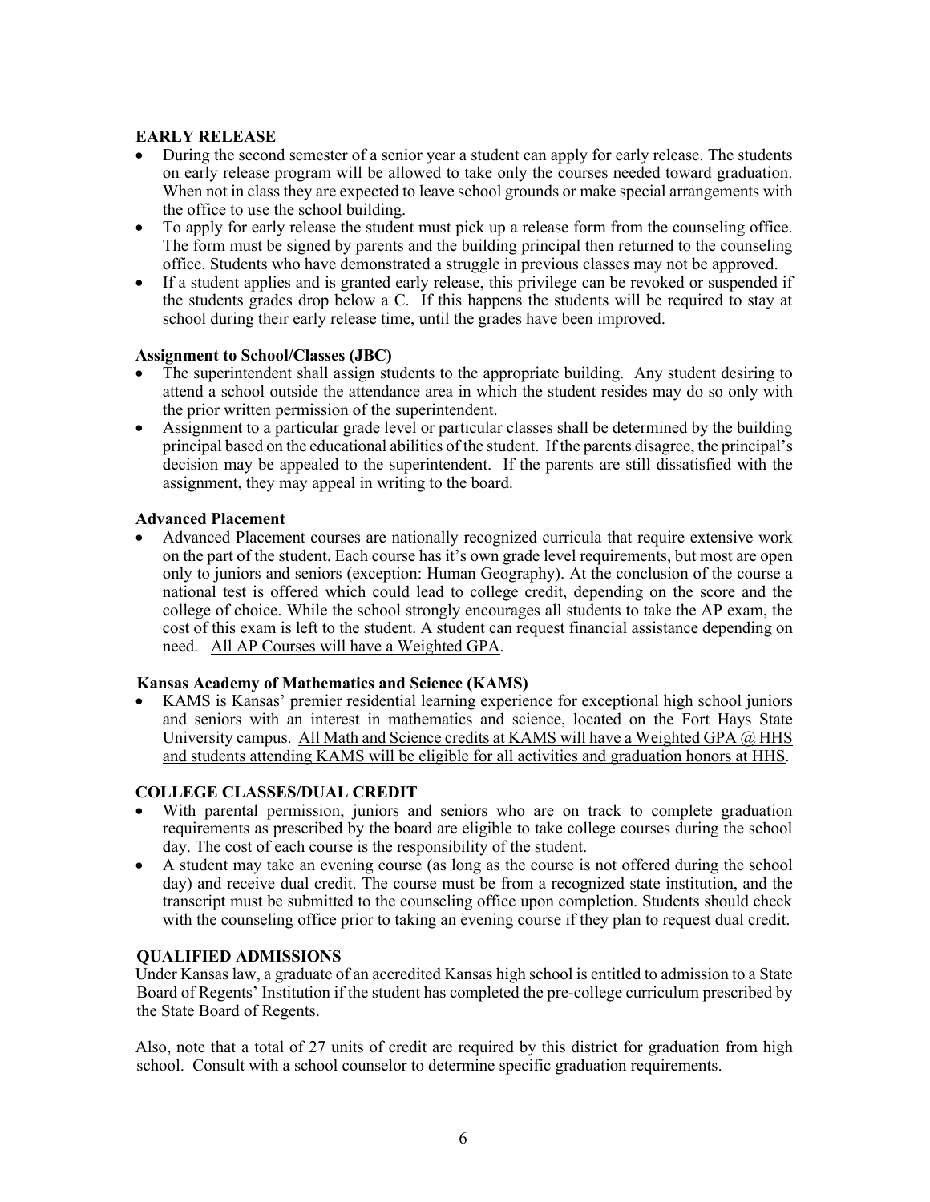### EARLY RELEASE

- During the second semester of a senior year a student can apply for early release. The students on early release program will be allowed to take only the courses needed toward graduation. When not in class they are expected to leave school grounds or make special arrangements with the office to use the school building.
- To apply for early release the student must pick up a release form from the counseling office. The form must be signed by parents and the building principal then returned to the counseling office. Students who have demonstrated a struggle in previous classes may not be approved.
- If a student applies and is granted early release, this privilege can be revoked or suspended if the students grades drop below a C. If this happens the students will be required to stay at school during their early release time, until the grades have been improved.

### Assignment to School/Classes (JBC)

- The superintendent shall assign students to the appropriate building. Any student desiring to attend a school outside the attendance area in which the student resides may do so only with the prior written permission of the superintendent.
- Assignment to a particular grade level or particular classes shall be determined by the building principal based on the educational abilities of the student. If the parents disagree, the principal's decision may be appealed to the superintendent. If the parents are still dissatisfied with the assignment, they may appeal in writing to the board.

### Advanced Placement

- Advanced Placement courses are nationally recognized curricula that require extensive work on the part of the student. Each course has it's own grade level requirements, but most are open only to juniors and seniors (exception: Human Geography). At the conclusion of the course a national test is offered which could lead to college credit, depending on the score and the college of choice. While the school strongly encourages all students to take the AP exam, the cost of this exam is left to the student. A student can request financial assistance depending on need. <u>All AP Courses will have a Weighted GPA</u>.

### Kansas Academy of Mathematics and Science (KAMS)

- KAMS is Kansas' premier residential learning experience for exceptional high school juniors and seniors with an interest in mathematics and science, located on the Fort Hays State University campus. <u>All Math and Science credits at KAMS will have a Weighted GPA @ HHS and students attending KAMS will be eligible for all activities and graduation honors at HHS</u>.

### COLLEGE CLASSES/DUAL CREDIT

- With parental permission, juniors and seniors who are on track to complete graduation requirements as prescribed by the board are eligible to take college courses during the school day. The cost of each course is the responsibility of the student.
- A student may take an evening course (as long as the course is not offered during the school day) and receive dual credit. The course must be from a recognized state institution, and the transcript must be submitted to the counseling office upon completion. Students should check with the counseling office prior to taking an evening course if they plan to request dual credit.

### QUALIFIED ADMISSIONS

Under Kansas law, a graduate of an accredited Kansas high school is entitled to admission to a State Board of Regents' Institution if the student has completed the pre-college curriculum prescribed by the State Board of Regents.

Also, note that a total of 27 units of credit are required by this district for graduation from high school. Consult with a school counselor to determine specific graduation requirements.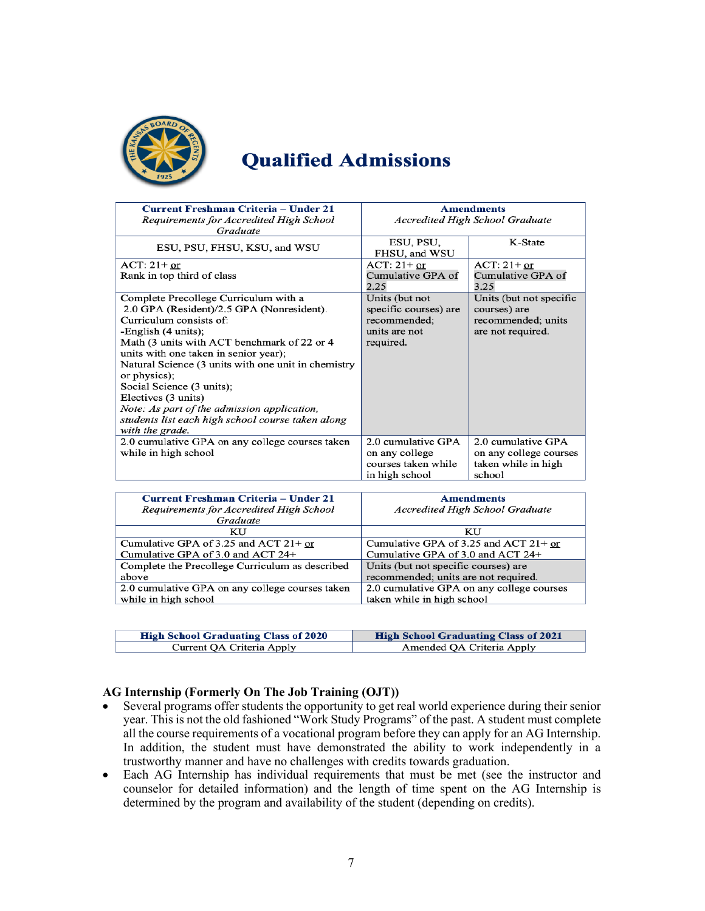# Qualified Admissions

| **Current Freshman Criteria – Under 21** *Requirements for Accredited High School Graduate* | **Amendments** *Accredited High School Graduate* | |
|---|---|---|
| ESU, PSU, FHSU, KSU, and WSU | ESU, PSU, FHSU, and WSU | K-State |
| ACT: 21+ or Rank in top third of class | ACT: 21+ or Cumulative GPA of 2.25 | ACT: 21+ or Cumulative GPA of 3.25 |
| Complete Precollege Curriculum with a 2.0 GPA (Resident)/2.5 GPA (Nonresident). Curriculum consists of: -English (4 units); Math (3 units with ACT benchmark of 22 or 4 units with one taken in senior year); Natural Science (3 units with one unit in chemistry or physics); Social Science (3 units); Electives (3 units) *Note: As part of the admission application, students list each high school course taken along with the grade.* | Units (but not specific courses) are recommended; units are not required. | Units (but not specific courses) are recommended; units are not required. |
| 2.0 cumulative GPA on any college courses taken while in high school | 2.0 cumulative GPA on any college courses taken while in high school | 2.0 cumulative GPA on any college courses taken while in high school |

| **Current Freshman Criteria – Under 21** *Requirements for Accredited High School Graduate* | **Amendments** *Accredited High School Graduate* |
|---|---|
| KU | KU |
| Cumulative GPA of 3.25 and ACT 21+ or Cumulative GPA of 3.0 and ACT 24+ | Cumulative GPA of 3.25 and ACT 21+ or Cumulative GPA of 3.0 and ACT 24+ |
| Complete the Precollege Curriculum as described above | Units (but not specific courses) are recommended; units are not required. |
| 2.0 cumulative GPA on any college courses taken while in high school | 2.0 cumulative GPA on any college courses taken while in high school |

| **High School Graduating Class of 2020** | **High School Graduating Class of 2021** |
|---|---|
| Current QA Criteria Apply | Amended QA Criteria Apply |

## AG Internship (Formerly On The Job Training (OJT))

- Several programs offer students the opportunity to get real world experience during their senior year. This is not the old fashioned "Work Study Programs" of the past. A student must complete all the course requirements of a vocational program before they can apply for an AG Internship. In addition, the student must have demonstrated the ability to work independently in a trustworthy manner and have no challenges with credits towards graduation.
- Each AG Internship has individual requirements that must be met (see the instructor and counselor for detailed information) and the length of time spent on the AG Internship is determined by the program and availability of the student (depending on credits).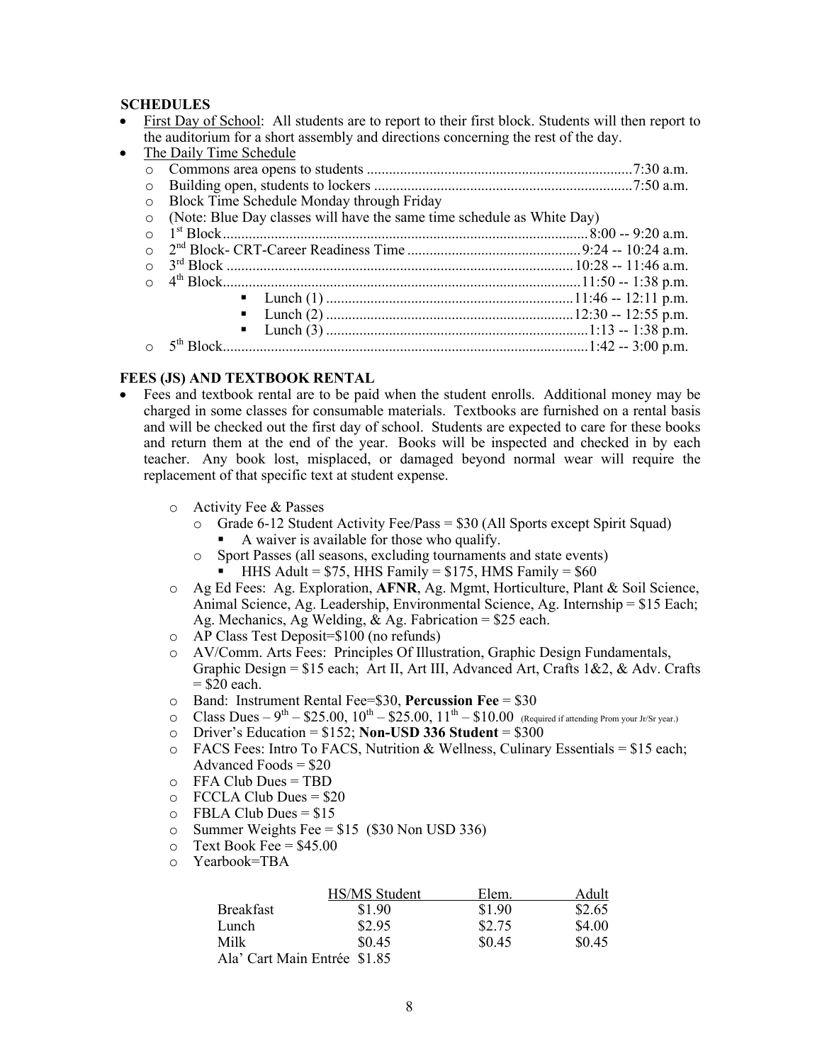### SCHEDULES

- First Day of School: All students are to report to their first block. Students will then report to the auditorium for a short assembly and directions concerning the rest of the day.
- The Daily Time Schedule
  - Commons area opens to students ........................................................................ 7:30 a.m.
  - Building open, students to lockers ...................................................................... 7:50 a.m.
  - Block Time Schedule Monday through Friday
  - (Note: Blue Day classes will have the same time schedule as White Day)
  - 1st Block .................................................................................................. 8:00 -- 9:20 a.m.
  - 2nd Block- CRT-Career Readiness Time ............................................... 9:24 -- 10:24 a.m.
  - 3rd Block .............................................................................................. 10:28 -- 11:46 a.m.
  - 4th Block ............................................................................................... 11:50 -- 1:38 p.m.
    - Lunch (1) ................................................................... 11:46 -- 12:11 p.m.
    - Lunch (2) ................................................................... 12:30 -- 12:55 p.m.
    - Lunch (3) ....................................................................... 1:13 -- 1:38 p.m.
  - 5th Block ................................................................................................... 1:42 -- 3:00 p.m.

### FEES (JS) AND TEXTBOOK RENTAL

- Fees and textbook rental are to be paid when the student enrolls. Additional money may be charged in some classes for consumable materials. Textbooks are furnished on a rental basis and will be checked out the first day of school. Students are expected to care for these books and return them at the end of the year. Books will be inspected and checked in by each teacher. Any book lost, misplaced, or damaged beyond normal wear will require the replacement of that specific text at student expense.

  - Activity Fee & Passes
    - Grade 6-12 Student Activity Fee/Pass = $30 (All Sports except Spirit Squad)
      - A waiver is available for those who qualify.
    - Sport Passes (all seasons, excluding tournaments and state events)
      - HHS Adult = $75, HHS Family = $175, HMS Family = $60
  - Ag Ed Fees: Ag. Exploration, **AFNR**, Ag. Mgmt, Horticulture, Plant & Soil Science, Animal Science, Ag. Leadership, Environmental Science, Ag. Internship = $15 Each; Ag. Mechanics, Ag Welding, & Ag. Fabrication = $25 each.
  - AP Class Test Deposit=$100 (no refunds)
  - AV/Comm. Arts Fees: Principles Of Illustration, Graphic Design Fundamentals, Graphic Design = $15 each; Art II, Art III, Advanced Art, Crafts 1&2, & Adv. Crafts = $20 each.
  - Band: Instrument Rental Fee=$30, **Percussion Fee** = $30
  - Class Dues – 9th – $25.00, 10th – $25.00, 11th – $10.00 (Required if attending Prom your Jr/Sr year.)
  - Driver's Education = $152; **Non-USD 336 Student** = $300
  - FACS Fees: Intro To FACS, Nutrition & Wellness, Culinary Essentials = $15 each; Advanced Foods = $20
  - FFA Club Dues = TBD
  - FCCLA Club Dues = $20
  - FBLA Club Dues = $15
  - Summer Weights Fee = $15 ($30 Non USD 336)
  - Text Book Fee = $45.00
  - Yearbook=TBA

| | HS/MS Student | Elem. | Adult |
|---|---|---|---|
| Breakfast | $1.90 | $1.90 | $2.65 |
| Lunch | $2.95 | $2.75 | $4.00 |
| Milk | $0.45 | $0.45 | $0.45 |
| Ala' Cart Main Entrée | $1.85 | | |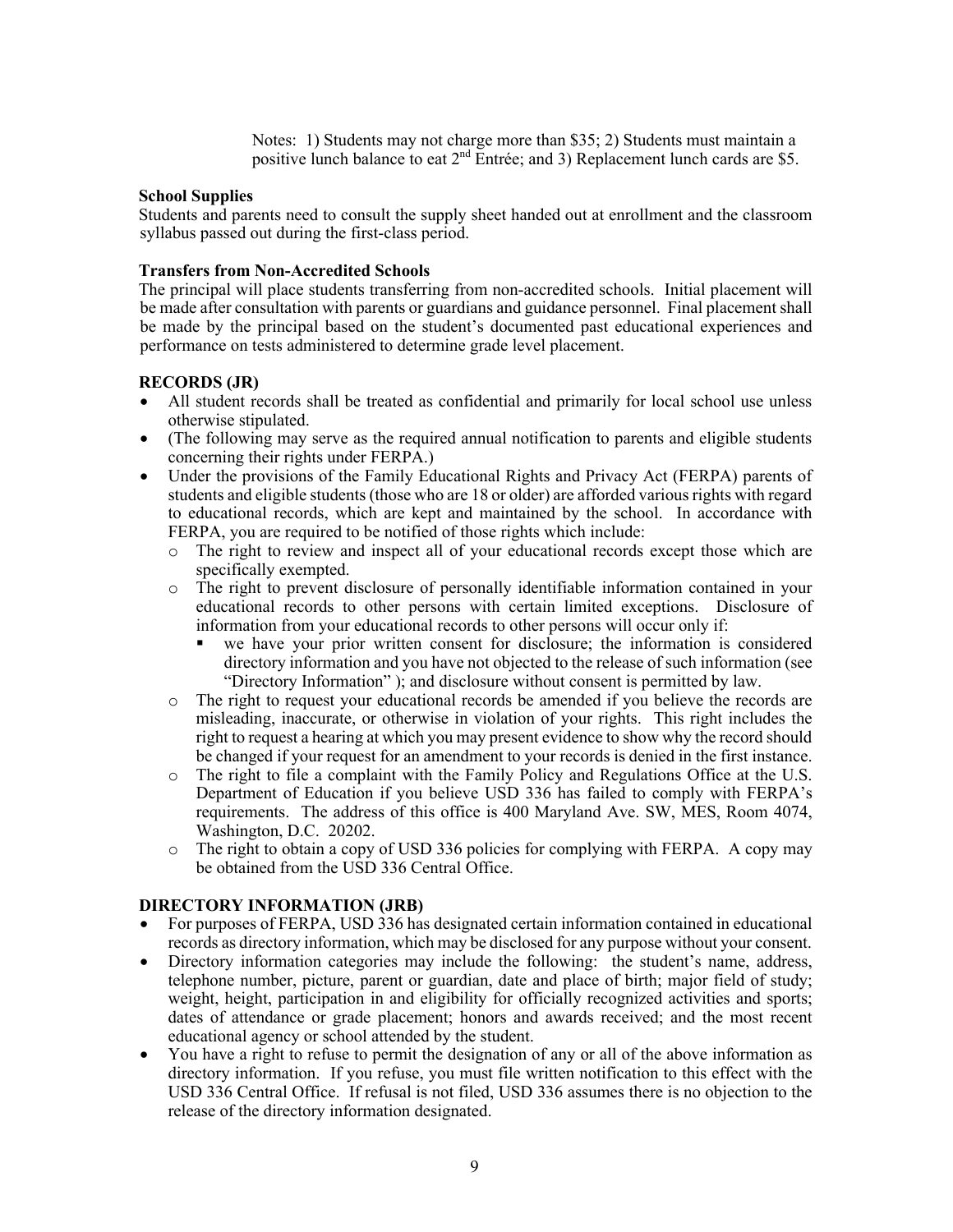Notes: 1) Students may not charge more than $35; 2) Students must maintain a positive lunch balance to eat 2nd Entrée; and 3) Replacement lunch cards are $5.

**School Supplies**

Students and parents need to consult the supply sheet handed out at enrollment and the classroom syllabus passed out during the first-class period.

**Transfers from Non-Accredited Schools**

The principal will place students transferring from non-accredited schools. Initial placement will be made after consultation with parents or guardians and guidance personnel. Final placement shall be made by the principal based on the student's documented past educational experiences and performance on tests administered to determine grade level placement.

**RECORDS (JR)**

- All student records shall be treated as confidential and primarily for local school use unless otherwise stipulated.
- (The following may serve as the required annual notification to parents and eligible students concerning their rights under FERPA.)
- Under the provisions of the Family Educational Rights and Privacy Act (FERPA) parents of students and eligible students (those who are 18 or older) are afforded various rights with regard to educational records, which are kept and maintained by the school. In accordance with FERPA, you are required to be notified of those rights which include:
  - The right to review and inspect all of your educational records except those which are specifically exempted.
  - The right to prevent disclosure of personally identifiable information contained in your educational records to other persons with certain limited exceptions. Disclosure of information from your educational records to other persons will occur only if:
    - we have your prior written consent for disclosure; the information is considered directory information and you have not objected to the release of such information (see "Directory Information" ); and disclosure without consent is permitted by law.
  - The right to request your educational records be amended if you believe the records are misleading, inaccurate, or otherwise in violation of your rights. This right includes the right to request a hearing at which you may present evidence to show why the record should be changed if your request for an amendment to your records is denied in the first instance.
  - The right to file a complaint with the Family Policy and Regulations Office at the U.S. Department of Education if you believe USD 336 has failed to comply with FERPA's requirements. The address of this office is 400 Maryland Ave. SW, MES, Room 4074, Washington, D.C. 20202.
  - The right to obtain a copy of USD 336 policies for complying with FERPA. A copy may be obtained from the USD 336 Central Office.

**DIRECTORY INFORMATION (JRB)**

- For purposes of FERPA, USD 336 has designated certain information contained in educational records as directory information, which may be disclosed for any purpose without your consent.
- Directory information categories may include the following: the student's name, address, telephone number, picture, parent or guardian, date and place of birth; major field of study; weight, height, participation in and eligibility for officially recognized activities and sports; dates of attendance or grade placement; honors and awards received; and the most recent educational agency or school attended by the student.
- You have a right to refuse to permit the designation of any or all of the above information as directory information. If you refuse, you must file written notification to this effect with the USD 336 Central Office. If refusal is not filed, USD 336 assumes there is no objection to the release of the directory information designated.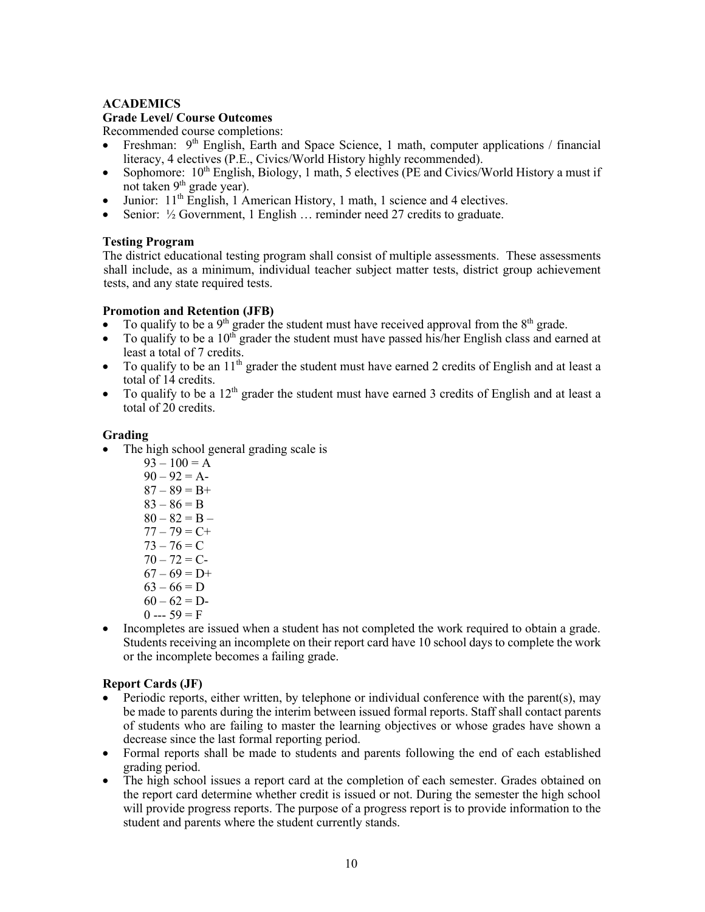## ACADEMICS

### Grade Level/ Course Outcomes

Recommended course completions:

- Freshman: 9th English, Earth and Space Science, 1 math, computer applications / financial literacy, 4 electives (P.E., Civics/World History highly recommended).
- Sophomore: 10th English, Biology, 1 math, 5 electives (PE and Civics/World History a must if not taken 9th grade year).
- Junior: 11th English, 1 American History, 1 math, 1 science and 4 electives.
- Senior: ½ Government, 1 English … reminder need 27 credits to graduate.

### Testing Program

The district educational testing program shall consist of multiple assessments. These assessments shall include, as a minimum, individual teacher subject matter tests, district group achievement tests, and any state required tests.

### Promotion and Retention (JFB)

- To qualify to be a 9th grader the student must have received approval from the 8th grade.
- To qualify to be a 10th grader the student must have passed his/her English class and earned at least a total of 7 credits.
- To qualify to be an 11th grader the student must have earned 2 credits of English and at least a total of 14 credits.
- To qualify to be a 12th grader the student must have earned 3 credits of English and at least a total of 20 credits.

### Grading

- The high school general grading scale is
  - 93 – 100 = A
  - 90 – 92 = A-
  - 87 – 89 = B+
  - 83 – 86 = B
  - 80 – 82 = B –
  - 77 – 79 = C+
  - 73 – 76 = C
  - 70 – 72 = C-
  - 67 – 69 = D+
  - 63 – 66 = D
  - 60 – 62 = D-
  - 0 --- 59 = F
- Incompletes are issued when a student has not completed the work required to obtain a grade. Students receiving an incomplete on their report card have 10 school days to complete the work or the incomplete becomes a failing grade.

### Report Cards (JF)

- Periodic reports, either written, by telephone or individual conference with the parent(s), may be made to parents during the interim between issued formal reports. Staff shall contact parents of students who are failing to master the learning objectives or whose grades have shown a decrease since the last formal reporting period.
- Formal reports shall be made to students and parents following the end of each established grading period.
- The high school issues a report card at the completion of each semester. Grades obtained on the report card determine whether credit is issued or not. During the semester the high school will provide progress reports. The purpose of a progress report is to provide information to the student and parents where the student currently stands.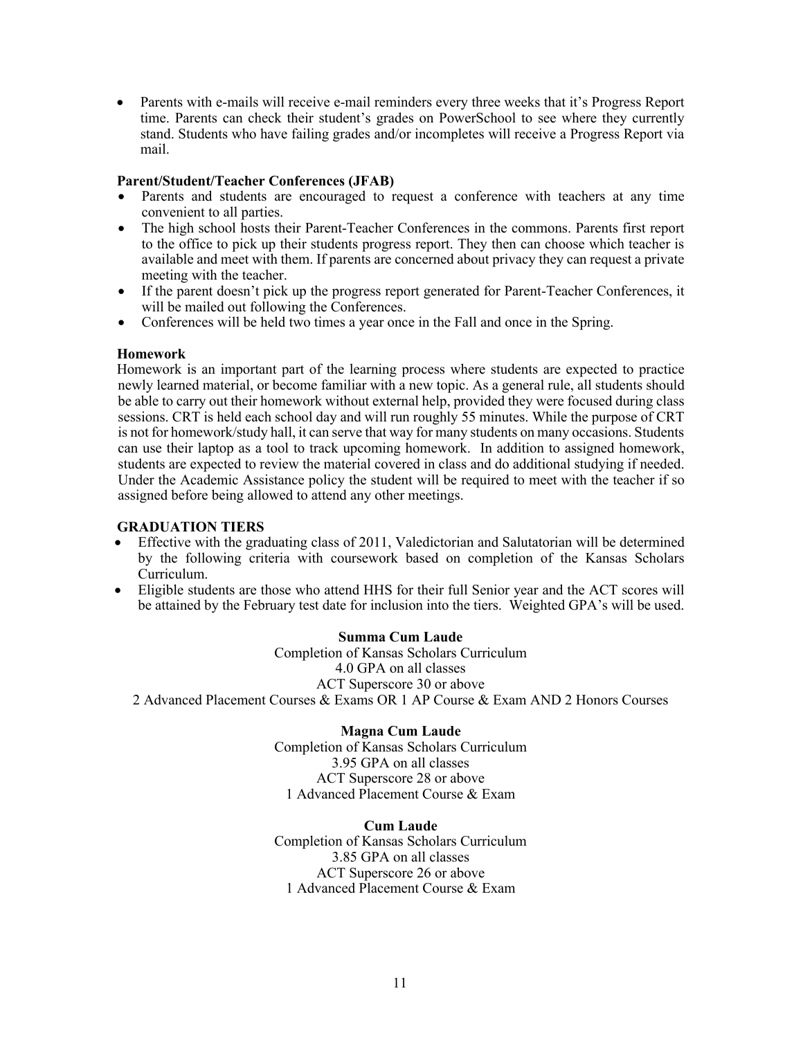- Parents with e-mails will receive e-mail reminders every three weeks that it's Progress Report time. Parents can check their student's grades on PowerSchool to see where they currently stand. Students who have failing grades and/or incompletes will receive a Progress Report via mail.

**Parent/Student/Teacher Conferences (JFAB)**

- Parents and students are encouraged to request a conference with teachers at any time convenient to all parties.
- The high school hosts their Parent-Teacher Conferences in the commons. Parents first report to the office to pick up their students progress report. They then can choose which teacher is available and meet with them. If parents are concerned about privacy they can request a private meeting with the teacher.
- If the parent doesn't pick up the progress report generated for Parent-Teacher Conferences, it will be mailed out following the Conferences.
- Conferences will be held two times a year once in the Fall and once in the Spring.

**Homework**

Homework is an important part of the learning process where students are expected to practice newly learned material, or become familiar with a new topic. As a general rule, all students should be able to carry out their homework without external help, provided they were focused during class sessions. CRT is held each school day and will run roughly 55 minutes. While the purpose of CRT is not for homework/study hall, it can serve that way for many students on many occasions. Students can use their laptop as a tool to track upcoming homework. In addition to assigned homework, students are expected to review the material covered in class and do additional studying if needed. Under the Academic Assistance policy the student will be required to meet with the teacher if so assigned before being allowed to attend any other meetings.

**GRADUATION TIERS**

- Effective with the graduating class of 2011, Valedictorian and Salutatorian will be determined by the following criteria with coursework based on completion of the Kansas Scholars Curriculum.
- Eligible students are those who attend HHS for their full Senior year and the ACT scores will be attained by the February test date for inclusion into the tiers. Weighted GPA's will be used.

**Summa Cum Laude**

Completion of Kansas Scholars Curriculum
4.0 GPA on all classes
ACT Superscore 30 or above
2 Advanced Placement Courses & Exams OR 1 AP Course & Exam AND 2 Honors Courses

**Magna Cum Laude**

Completion of Kansas Scholars Curriculum
3.95 GPA on all classes
ACT Superscore 28 or above
1 Advanced Placement Course & Exam

**Cum Laude**

Completion of Kansas Scholars Curriculum
3.85 GPA on all classes
ACT Superscore 26 or above
1 Advanced Placement Course & Exam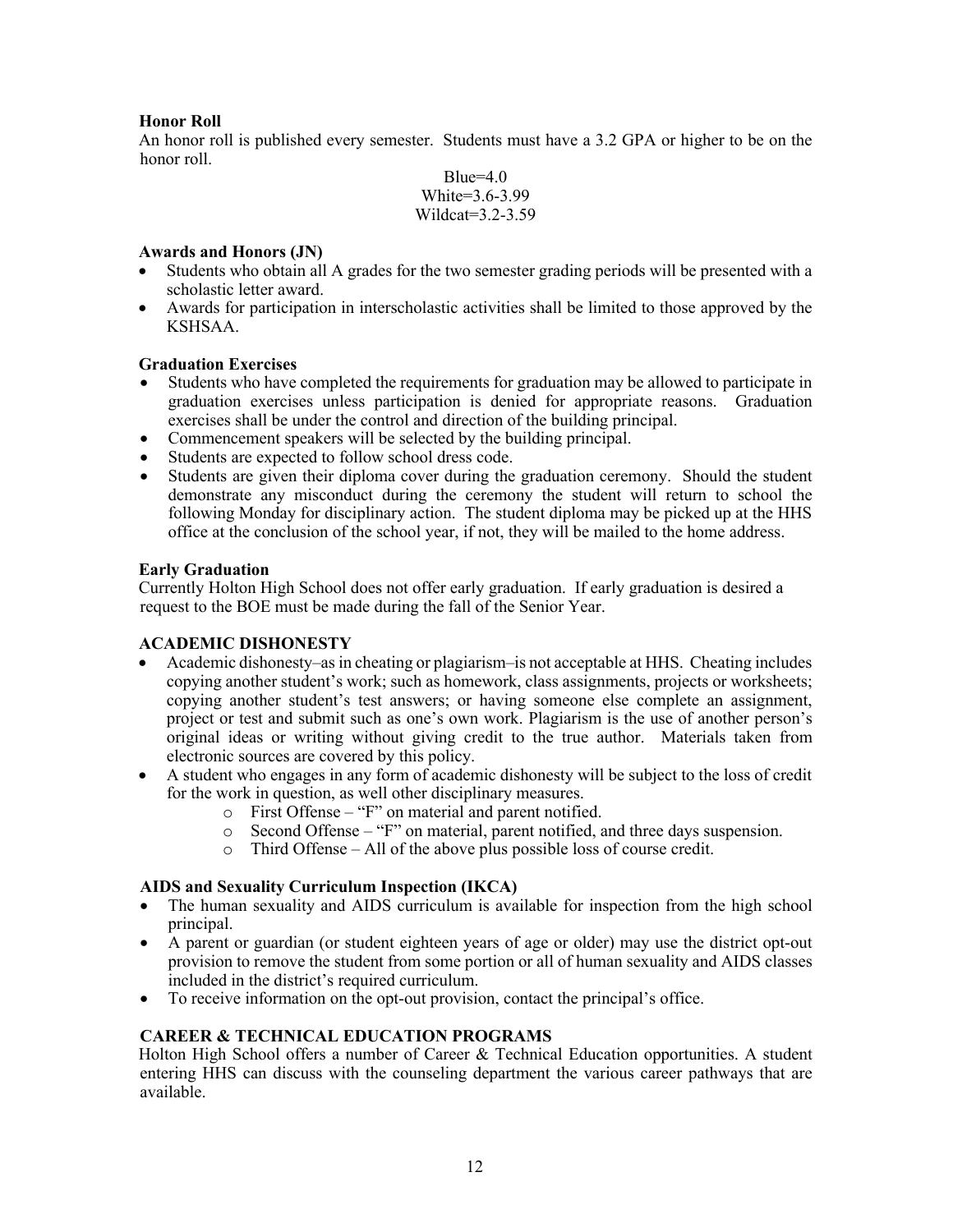### Honor Roll

An honor roll is published every semester. Students must have a 3.2 GPA or higher to be on the honor roll.

Blue=4.0
White=3.6-3.99
Wildcat=3.2-3.59

### Awards and Honors (JN)

- Students who obtain all A grades for the two semester grading periods will be presented with a scholastic letter award.
- Awards for participation in interscholastic activities shall be limited to those approved by the KSHSAA.

### Graduation Exercises

- Students who have completed the requirements for graduation may be allowed to participate in graduation exercises unless participation is denied for appropriate reasons. Graduation exercises shall be under the control and direction of the building principal.
- Commencement speakers will be selected by the building principal.
- Students are expected to follow school dress code.
- Students are given their diploma cover during the graduation ceremony. Should the student demonstrate any misconduct during the ceremony the student will return to school the following Monday for disciplinary action. The student diploma may be picked up at the HHS office at the conclusion of the school year, if not, they will be mailed to the home address.

### Early Graduation

Currently Holton High School does not offer early graduation. If early graduation is desired a request to the BOE must be made during the fall of the Senior Year.

### ACADEMIC DISHONESTY

- Academic dishonesty–as in cheating or plagiarism–is not acceptable at HHS. Cheating includes copying another student's work; such as homework, class assignments, projects or worksheets; copying another student's test answers; or having someone else complete an assignment, project or test and submit such as one's own work. Plagiarism is the use of another person's original ideas or writing without giving credit to the true author. Materials taken from electronic sources are covered by this policy.
- A student who engages in any form of academic dishonesty will be subject to the loss of credit for the work in question, as well other disciplinary measures.
  - First Offense – "F" on material and parent notified.
  - Second Offense – "F" on material, parent notified, and three days suspension.
  - Third Offense – All of the above plus possible loss of course credit.

### AIDS and Sexuality Curriculum Inspection (IKCA)

- The human sexuality and AIDS curriculum is available for inspection from the high school principal.
- A parent or guardian (or student eighteen years of age or older) may use the district opt-out provision to remove the student from some portion or all of human sexuality and AIDS classes included in the district's required curriculum.
- To receive information on the opt-out provision, contact the principal's office.

### CAREER & TECHNICAL EDUCATION PROGRAMS

Holton High School offers a number of Career & Technical Education opportunities. A student entering HHS can discuss with the counseling department the various career pathways that are available.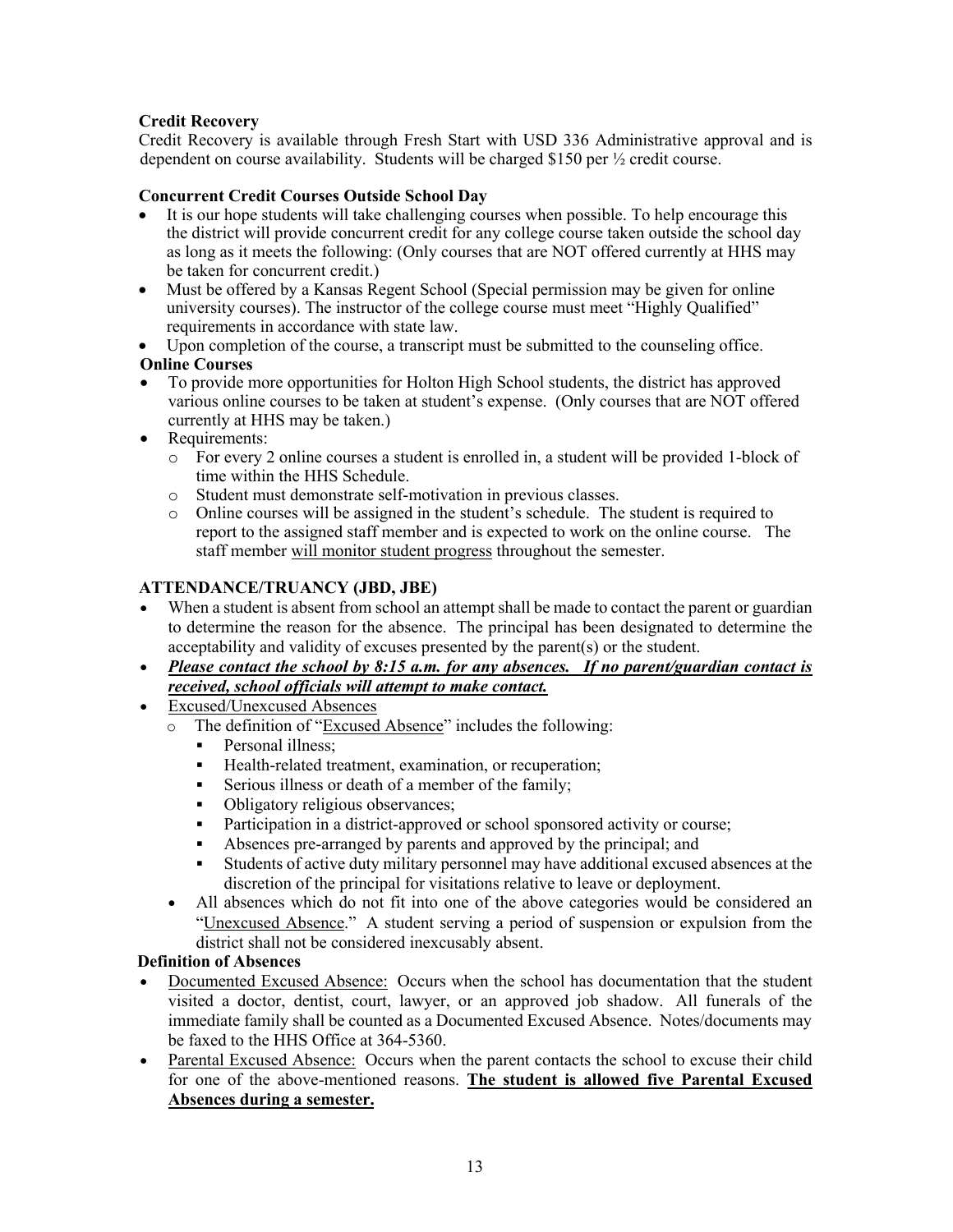**Credit Recovery**

Credit Recovery is available through Fresh Start with USD 336 Administrative approval and is dependent on course availability. Students will be charged $150 per ½ credit course.

**Concurrent Credit Courses Outside School Day**

- It is our hope students will take challenging courses when possible. To help encourage this the district will provide concurrent credit for any college course taken outside the school day as long as it meets the following: (Only courses that are NOT offered currently at HHS may be taken for concurrent credit.)
- Must be offered by a Kansas Regent School (Special permission may be given for online university courses). The instructor of the college course must meet "Highly Qualified" requirements in accordance with state law.
- Upon completion of the course, a transcript must be submitted to the counseling office.

**Online Courses**

- To provide more opportunities for Holton High School students, the district has approved various online courses to be taken at student's expense. (Only courses that are NOT offered currently at HHS may be taken.)
- Requirements:
  - For every 2 online courses a student is enrolled in, a student will be provided 1-block of time within the HHS Schedule.
  - Student must demonstrate self-motivation in previous classes.
  - Online courses will be assigned in the student's schedule. The student is required to report to the assigned staff member and is expected to work on the online course. The staff member <u>will monitor student progress</u> throughout the semester.

**ATTENDANCE/TRUANCY (JBD, JBE)**

- When a student is absent from school an attempt shall be made to contact the parent or guardian to determine the reason for the absence. The principal has been designated to determine the acceptability and validity of excuses presented by the parent(s) or the student.
- <u>***Please contact the school by 8:15 a.m. for any absences. If no parent/guardian contact is received, school officials will attempt to make contact.***</u>
- <u>Excused/Unexcused Absences</u>
  - The definition of "<u>Excused Absence</u>" includes the following:
    - Personal illness;
    - Health-related treatment, examination, or recuperation;
    - Serious illness or death of a member of the family;
    - Obligatory religious observances;
    - Participation in a district-approved or school sponsored activity or course;
    - Absences pre-arranged by parents and approved by the principal; and
    - Students of active duty military personnel may have additional excused absences at the discretion of the principal for visitations relative to leave or deployment.
  - All absences which do not fit into one of the above categories would be considered an "<u>Unexcused Absence</u>." A student serving a period of suspension or expulsion from the district shall not be considered inexcusably absent.

**Definition of Absences**

- <u>Documented Excused Absence:</u> Occurs when the school has documentation that the student visited a doctor, dentist, court, lawyer, or an approved job shadow. All funerals of the immediate family shall be counted as a Documented Excused Absence. Notes/documents may be faxed to the HHS Office at 364-5360.
- <u>Parental Excused Absence:</u> Occurs when the parent contacts the school to excuse their child for one of the above-mentioned reasons. <u>**The student is allowed five Parental Excused Absences during a semester.**</u>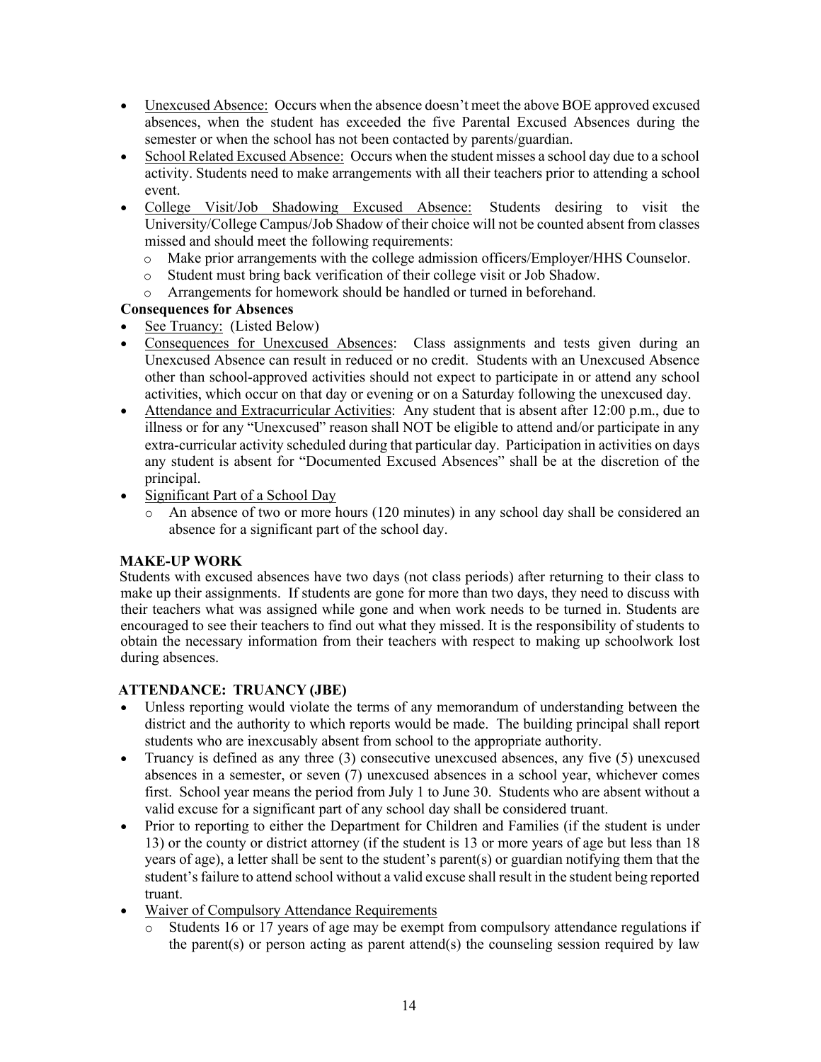- Unexcused Absence: Occurs when the absence doesn't meet the above BOE approved excused absences, when the student has exceeded the five Parental Excused Absences during the semester or when the school has not been contacted by parents/guardian.
- School Related Excused Absence: Occurs when the student misses a school day due to a school activity. Students need to make arrangements with all their teachers prior to attending a school event.
- College Visit/Job Shadowing Excused Absence: Students desiring to visit the University/College Campus/Job Shadow of their choice will not be counted absent from classes missed and should meet the following requirements:
  - Make prior arrangements with the college admission officers/Employer/HHS Counselor.
  - Student must bring back verification of their college visit or Job Shadow.
  - Arrangements for homework should be handled or turned in beforehand.

**Consequences for Absences**

- See Truancy: (Listed Below)
- Consequences for Unexcused Absences: Class assignments and tests given during an Unexcused Absence can result in reduced or no credit. Students with an Unexcused Absence other than school-approved activities should not expect to participate in or attend any school activities, which occur on that day or evening or on a Saturday following the unexcused day.
- Attendance and Extracurricular Activities: Any student that is absent after 12:00 p.m., due to illness or for any "Unexcused" reason shall NOT be eligible to attend and/or participate in any extra-curricular activity scheduled during that particular day. Participation in activities on days any student is absent for "Documented Excused Absences" shall be at the discretion of the principal.
- Significant Part of a School Day
  - An absence of two or more hours (120 minutes) in any school day shall be considered an absence for a significant part of the school day.

## MAKE-UP WORK

Students with excused absences have two days (not class periods) after returning to their class to make up their assignments. If students are gone for more than two days, they need to discuss with their teachers what was assigned while gone and when work needs to be turned in. Students are encouraged to see their teachers to find out what they missed. It is the responsibility of students to obtain the necessary information from their teachers with respect to making up schoolwork lost during absences.

## ATTENDANCE: TRUANCY (JBE)

- Unless reporting would violate the terms of any memorandum of understanding between the district and the authority to which reports would be made. The building principal shall report students who are inexcusably absent from school to the appropriate authority.
- Truancy is defined as any three (3) consecutive unexcused absences, any five (5) unexcused absences in a semester, or seven (7) unexcused absences in a school year, whichever comes first. School year means the period from July 1 to June 30. Students who are absent without a valid excuse for a significant part of any school day shall be considered truant.
- Prior to reporting to either the Department for Children and Families (if the student is under 13) or the county or district attorney (if the student is 13 or more years of age but less than 18 years of age), a letter shall be sent to the student's parent(s) or guardian notifying them that the student's failure to attend school without a valid excuse shall result in the student being reported truant.
- Waiver of Compulsory Attendance Requirements
  - Students 16 or 17 years of age may be exempt from compulsory attendance regulations if the parent(s) or person acting as parent attend(s) the counseling session required by law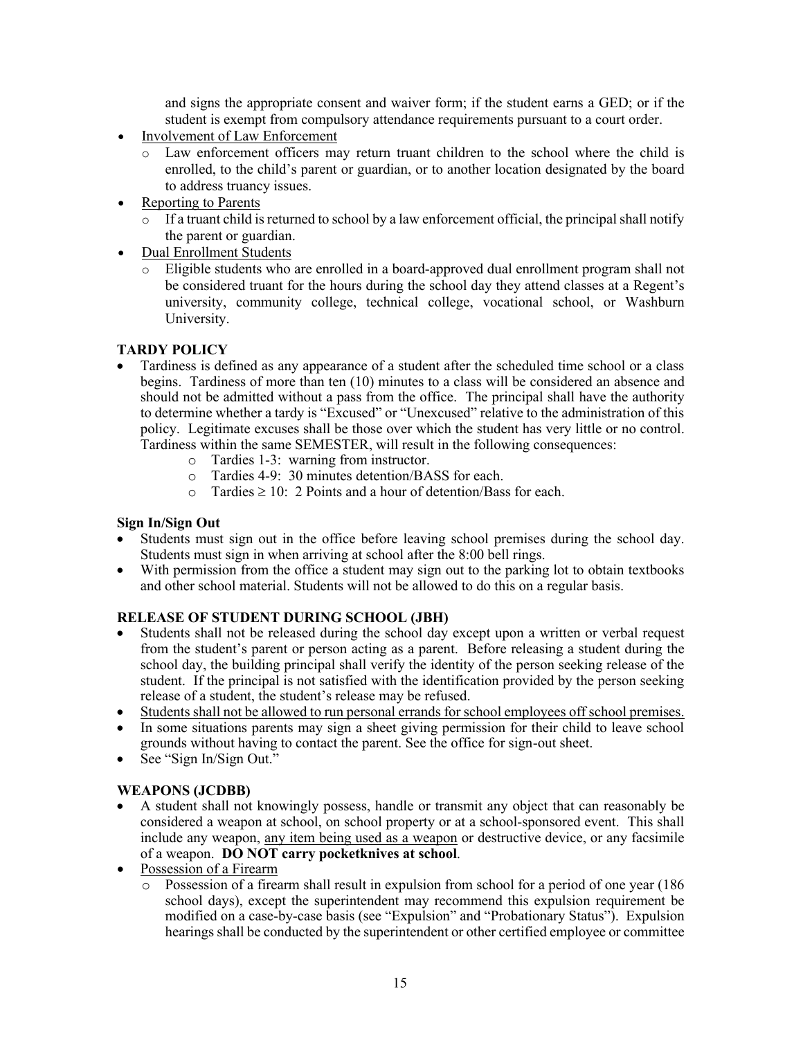and signs the appropriate consent and waiver form; if the student earns a GED; or if the student is exempt from compulsory attendance requirements pursuant to a court order.

- <u>Involvement of Law Enforcement</u>
  - Law enforcement officers may return truant children to the school where the child is enrolled, to the child's parent or guardian, or to another location designated by the board to address truancy issues.
- <u>Reporting to Parents</u>
  - If a truant child is returned to school by a law enforcement official, the principal shall notify the parent or guardian.
- <u>Dual Enrollment Students</u>
  - Eligible students who are enrolled in a board-approved dual enrollment program shall not be considered truant for the hours during the school day they attend classes at a Regent's university, community college, technical college, vocational school, or Washburn University.

**TARDY POLICY**

- Tardiness is defined as any appearance of a student after the scheduled time school or a class begins. Tardiness of more than ten (10) minutes to a class will be considered an absence and should not be admitted without a pass from the office. The principal shall have the authority to determine whether a tardy is "Excused" or "Unexcused" relative to the administration of this policy. Legitimate excuses shall be those over which the student has very little or no control. Tardiness within the same SEMESTER, will result in the following consequences:
  - Tardies 1-3: warning from instructor.
  - Tardies 4-9: 30 minutes detention/BASS for each.
  - Tardies ≥ 10: 2 Points and a hour of detention/Bass for each.

**Sign In/Sign Out**

- Students must sign out in the office before leaving school premises during the school day. Students must sign in when arriving at school after the 8:00 bell rings.
- With permission from the office a student may sign out to the parking lot to obtain textbooks and other school material. Students will not be allowed to do this on a regular basis.

**RELEASE OF STUDENT DURING SCHOOL (JBH)**

- Students shall not be released during the school day except upon a written or verbal request from the student's parent or person acting as a parent. Before releasing a student during the school day, the building principal shall verify the identity of the person seeking release of the student. If the principal is not satisfied with the identification provided by the person seeking release of a student, the student's release may be refused.
- <u>Students shall not be allowed to run personal errands for school employees off school premises.</u>
- In some situations parents may sign a sheet giving permission for their child to leave school grounds without having to contact the parent. See the office for sign-out sheet.
- See "Sign In/Sign Out."

**WEAPONS (JCDBB)**

- A student shall not knowingly possess, handle or transmit any object that can reasonably be considered a weapon at school, on school property or at a school-sponsored event. This shall include any weapon, <u>any item being used as a weapon</u> or destructive device, or any facsimile of a weapon. **DO NOT carry pocketknives at school**.
- <u>Possession of a Firearm</u>
  - Possession of a firearm shall result in expulsion from school for a period of one year (186 school days), except the superintendent may recommend this expulsion requirement be modified on a case-by-case basis (see "Expulsion" and "Probationary Status"). Expulsion hearings shall be conducted by the superintendent or other certified employee or committee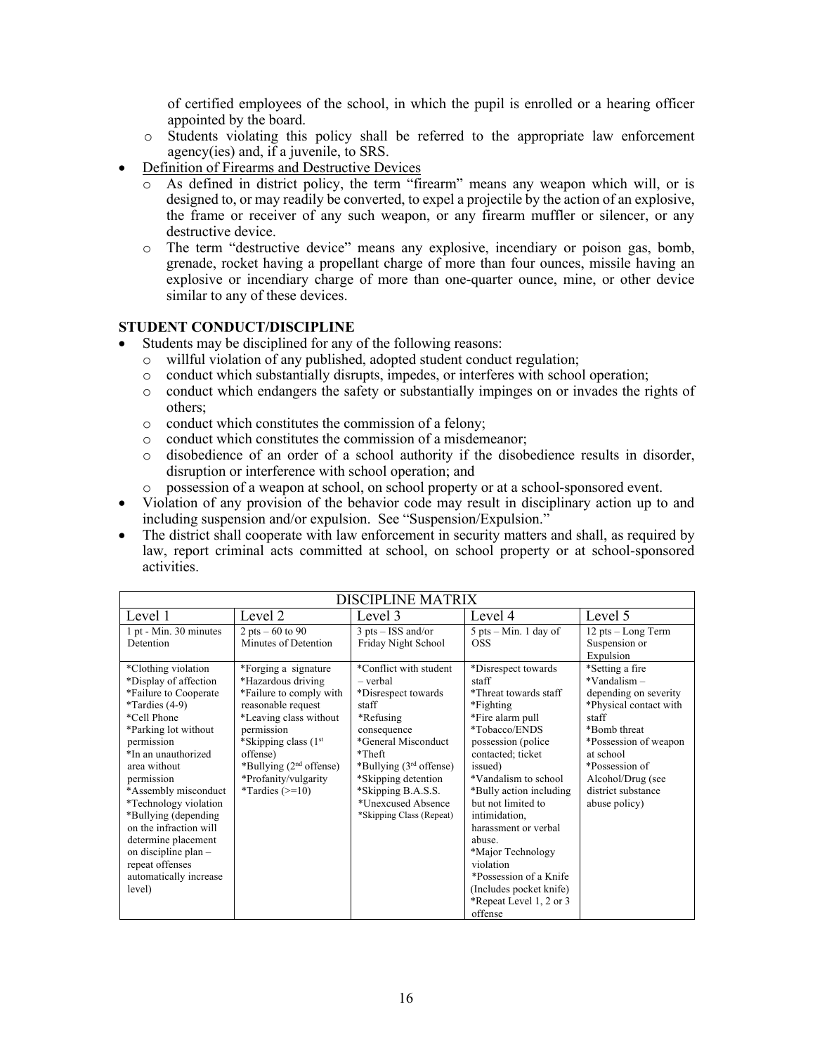of certified employees of the school, in which the pupil is enrolled or a hearing officer appointed by the board.

- Students violating this policy shall be referred to the appropriate law enforcement agency(ies) and, if a juvenile, to SRS.

- Definition of Firearms and Destructive Devices
  - As defined in district policy, the term "firearm" means any weapon which will, or is designed to, or may readily be converted, to expel a projectile by the action of an explosive, the frame or receiver of any such weapon, or any firearm muffler or silencer, or any destructive device.
  - The term "destructive device" means any explosive, incendiary or poison gas, bomb, grenade, rocket having a propellant charge of more than four ounces, missile having an explosive or incendiary charge of more than one-quarter ounce, mine, or other device similar to any of these devices.

### STUDENT CONDUCT/DISCIPLINE

- Students may be disciplined for any of the following reasons:
  - willful violation of any published, adopted student conduct regulation;
  - conduct which substantially disrupts, impedes, or interferes with school operation;
  - conduct which endangers the safety or substantially impinges on or invades the rights of others;
  - conduct which constitutes the commission of a felony;
  - conduct which constitutes the commission of a misdemeanor;
  - disobedience of an order of a school authority if the disobedience results in disorder, disruption or interference with school operation; and
  - possession of a weapon at school, on school property or at a school-sponsored event.
- Violation of any provision of the behavior code may result in disciplinary action up to and including suspension and/or expulsion. See "Suspension/Expulsion."
- The district shall cooperate with law enforcement in security matters and shall, as required by law, report criminal acts committed at school, on school property or at school-sponsored activities.

| DISCIPLINE MATRIX | | | | |
|---|---|---|---|---|
| Level 1 | Level 2 | Level 3 | Level 4 | Level 5 |
| 1 pt - Min. 30 minutes Detention | 2 pts – 60 to 90 Minutes of Detention | 3 pts – ISS and/or Friday Night School | 5 pts – Min. 1 day of OSS | 12 pts – Long Term Suspension or Expulsion |
| *Clothing violation<br>*Display of affection<br>*Failure to Cooperate<br>*Tardies (4-9)<br>*Cell Phone<br>*Parking lot without permission<br>*In an unauthorized area without permission<br>*Assembly misconduct<br>*Technology violation<br>*Bullying (depending on the infraction will determine placement on discipline plan – repeat offenses automatically increase level) | *Forging a signature<br>*Hazardous driving<br>*Failure to comply with reasonable request<br>*Leaving class without permission<br>*Skipping class (1st offense)<br>*Bullying (2nd offense)<br>*Profanity/vulgarity<br>*Tardies (>=10) | *Conflict with student – verbal<br>*Disrespect towards staff<br>*Refusing consequence<br>*General Misconduct<br>*Theft<br>*Bullying (3rd offense)<br>*Skipping detention<br>*Skipping B.A.S.S.<br>*Unexcused Absence<br>*Skipping Class (Repeat) | *Disrespect towards staff<br>*Threat towards staff<br>*Fighting<br>*Fire alarm pull<br>*Tobacco/ENDS possession (police contacted; ticket issued)<br>*Vandalism to school<br>*Bully action including but not limited to intimidation, harassment or verbal abuse.<br>*Major Technology violation<br>*Possession of a Knife (Includes pocket knife)<br>*Repeat Level 1, 2 or 3 offense | *Setting a fire<br>*Vandalism – depending on severity<br>*Physical contact with staff<br>*Bomb threat<br>*Possession of weapon at school<br>*Possession of Alcohol/Drug (see district substance abuse policy) |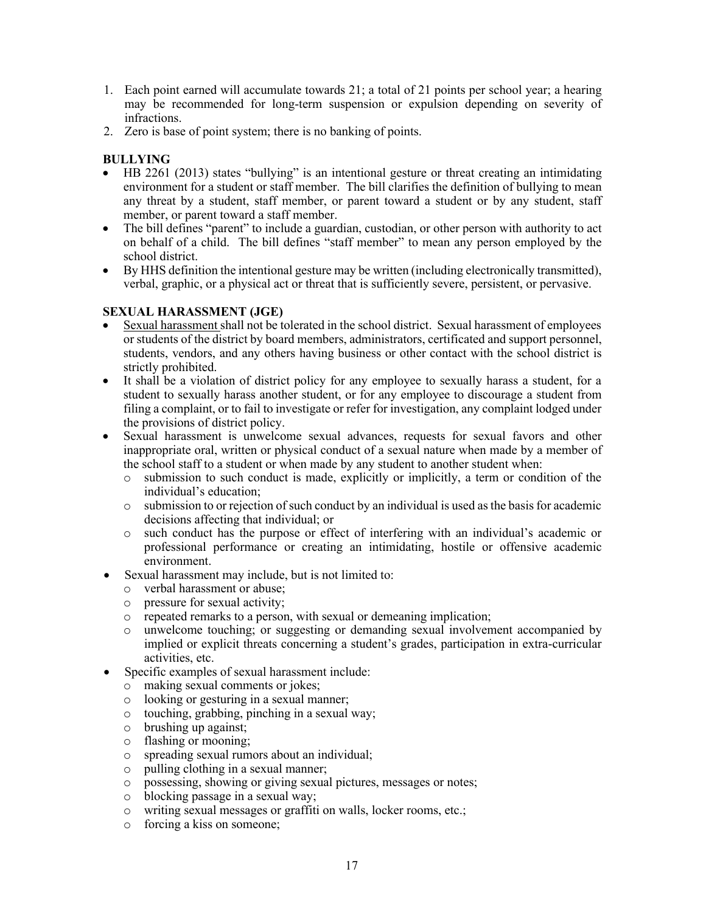1. Each point earned will accumulate towards 21; a total of 21 points per school year; a hearing may be recommended for long-term suspension or expulsion depending on severity of infractions.
2. Zero is base of point system; there is no banking of points.

**BULLYING**

- HB 2261 (2013) states "bullying" is an intentional gesture or threat creating an intimidating environment for a student or staff member. The bill clarifies the definition of bullying to mean any threat by a student, staff member, or parent toward a student or by any student, staff member, or parent toward a staff member.
- The bill defines "parent" to include a guardian, custodian, or other person with authority to act on behalf of a child. The bill defines "staff member" to mean any person employed by the school district.
- By HHS definition the intentional gesture may be written (including electronically transmitted), verbal, graphic, or a physical act or threat that is sufficiently severe, persistent, or pervasive.

**SEXUAL HARASSMENT (JGE)**

- Sexual harassment shall not be tolerated in the school district. Sexual harassment of employees or students of the district by board members, administrators, certificated and support personnel, students, vendors, and any others having business or other contact with the school district is strictly prohibited.
- It shall be a violation of district policy for any employee to sexually harass a student, for a student to sexually harass another student, or for any employee to discourage a student from filing a complaint, or to fail to investigate or refer for investigation, any complaint lodged under the provisions of district policy.
- Sexual harassment is unwelcome sexual advances, requests for sexual favors and other inappropriate oral, written or physical conduct of a sexual nature when made by a member of the school staff to a student or when made by any student to another student when:
  - submission to such conduct is made, explicitly or implicitly, a term or condition of the individual's education;
  - submission to or rejection of such conduct by an individual is used as the basis for academic decisions affecting that individual; or
  - such conduct has the purpose or effect of interfering with an individual's academic or professional performance or creating an intimidating, hostile or offensive academic environment.
- Sexual harassment may include, but is not limited to:
  - verbal harassment or abuse;
  - pressure for sexual activity;
  - repeated remarks to a person, with sexual or demeaning implication;
  - unwelcome touching; or suggesting or demanding sexual involvement accompanied by implied or explicit threats concerning a student's grades, participation in extra-curricular activities, etc.
- Specific examples of sexual harassment include:
  - making sexual comments or jokes;
  - looking or gesturing in a sexual manner;
  - touching, grabbing, pinching in a sexual way;
  - brushing up against;
  - flashing or mooning;
  - spreading sexual rumors about an individual;
  - pulling clothing in a sexual manner;
  - possessing, showing or giving sexual pictures, messages or notes;
  - blocking passage in a sexual way;
  - writing sexual messages or graffiti on walls, locker rooms, etc.;
  - forcing a kiss on someone;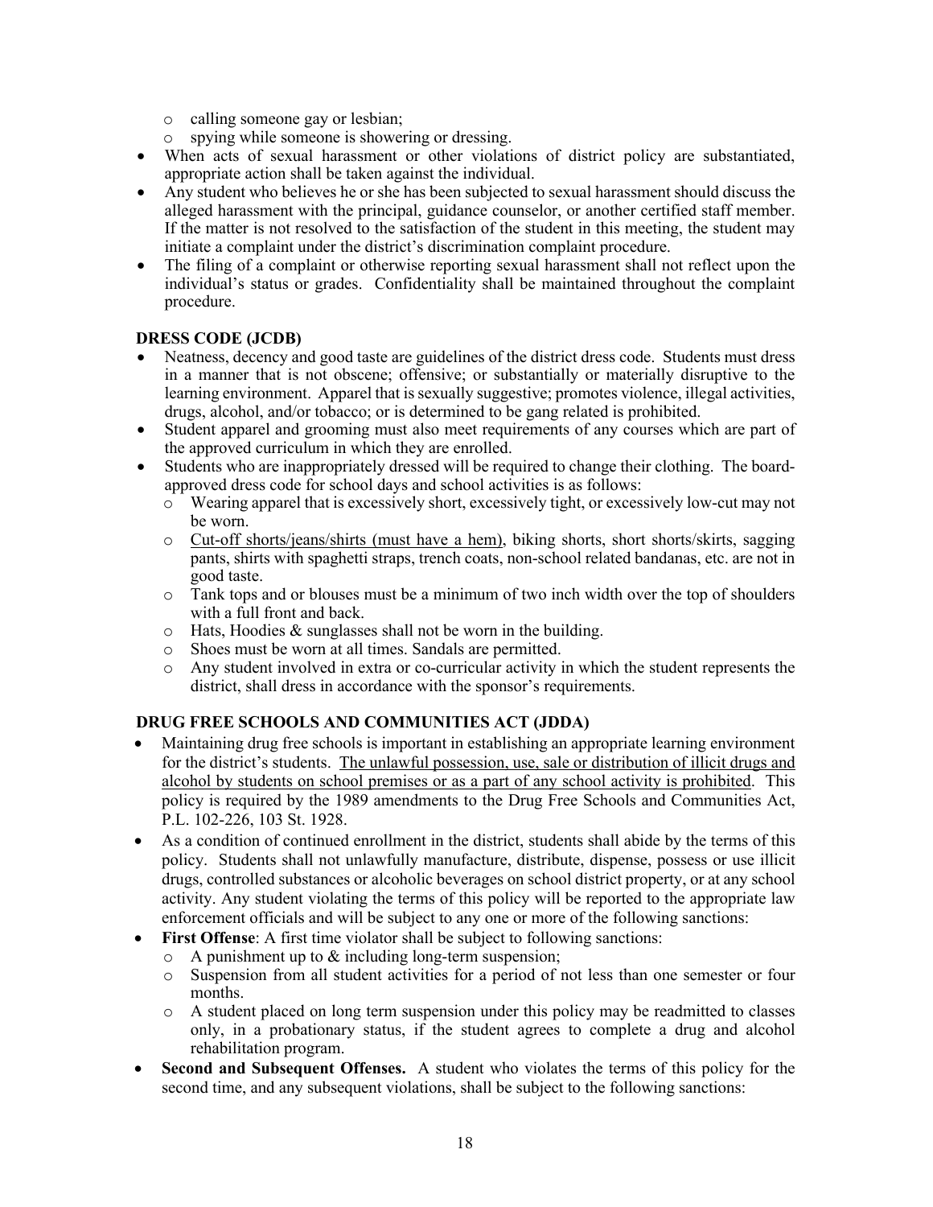- calling someone gay or lesbian;
  - spying while someone is showering or dressing.
- When acts of sexual harassment or other violations of district policy are substantiated, appropriate action shall be taken against the individual.
- Any student who believes he or she has been subjected to sexual harassment should discuss the alleged harassment with the principal, guidance counselor, or another certified staff member. If the matter is not resolved to the satisfaction of the student in this meeting, the student may initiate a complaint under the district's discrimination complaint procedure.
- The filing of a complaint or otherwise reporting sexual harassment shall not reflect upon the individual's status or grades. Confidentiality shall be maintained throughout the complaint procedure.

**DRESS CODE (JCDB)**

- Neatness, decency and good taste are guidelines of the district dress code. Students must dress in a manner that is not obscene; offensive; or substantially or materially disruptive to the learning environment. Apparel that is sexually suggestive; promotes violence, illegal activities, drugs, alcohol, and/or tobacco; or is determined to be gang related is prohibited.
- Student apparel and grooming must also meet requirements of any courses which are part of the approved curriculum in which they are enrolled.
- Students who are inappropriately dressed will be required to change their clothing. The board-approved dress code for school days and school activities is as follows:
  - Wearing apparel that is excessively short, excessively tight, or excessively low-cut may not be worn.
  - <u>Cut-off shorts/jeans/shirts (must have a hem)</u>, biking shorts, short shorts/skirts, sagging pants, shirts with spaghetti straps, trench coats, non-school related bandanas, etc. are not in good taste.
  - Tank tops and or blouses must be a minimum of two inch width over the top of shoulders with a full front and back.
  - Hats, Hoodies & sunglasses shall not be worn in the building.
  - Shoes must be worn at all times. Sandals are permitted.
  - Any student involved in extra or co-curricular activity in which the student represents the district, shall dress in accordance with the sponsor's requirements.

**DRUG FREE SCHOOLS AND COMMUNITIES ACT (JDDA)**

- Maintaining drug free schools is important in establishing an appropriate learning environment for the district's students. <u>The unlawful possession, use, sale or distribution of illicit drugs and alcohol by students on school premises or as a part of any school activity is prohibited</u>. This policy is required by the 1989 amendments to the Drug Free Schools and Communities Act, P.L. 102-226, 103 St. 1928.
- As a condition of continued enrollment in the district, students shall abide by the terms of this policy. Students shall not unlawfully manufacture, distribute, dispense, possess or use illicit drugs, controlled substances or alcoholic beverages on school district property, or at any school activity. Any student violating the terms of this policy will be reported to the appropriate law enforcement officials and will be subject to any one or more of the following sanctions:
- **First Offense**: A first time violator shall be subject to following sanctions:
  - A punishment up to & including long-term suspension;
  - Suspension from all student activities for a period of not less than one semester or four months.
  - A student placed on long term suspension under this policy may be readmitted to classes only, in a probationary status, if the student agrees to complete a drug and alcohol rehabilitation program.
- **Second and Subsequent Offenses.** A student who violates the terms of this policy for the second time, and any subsequent violations, shall be subject to the following sanctions: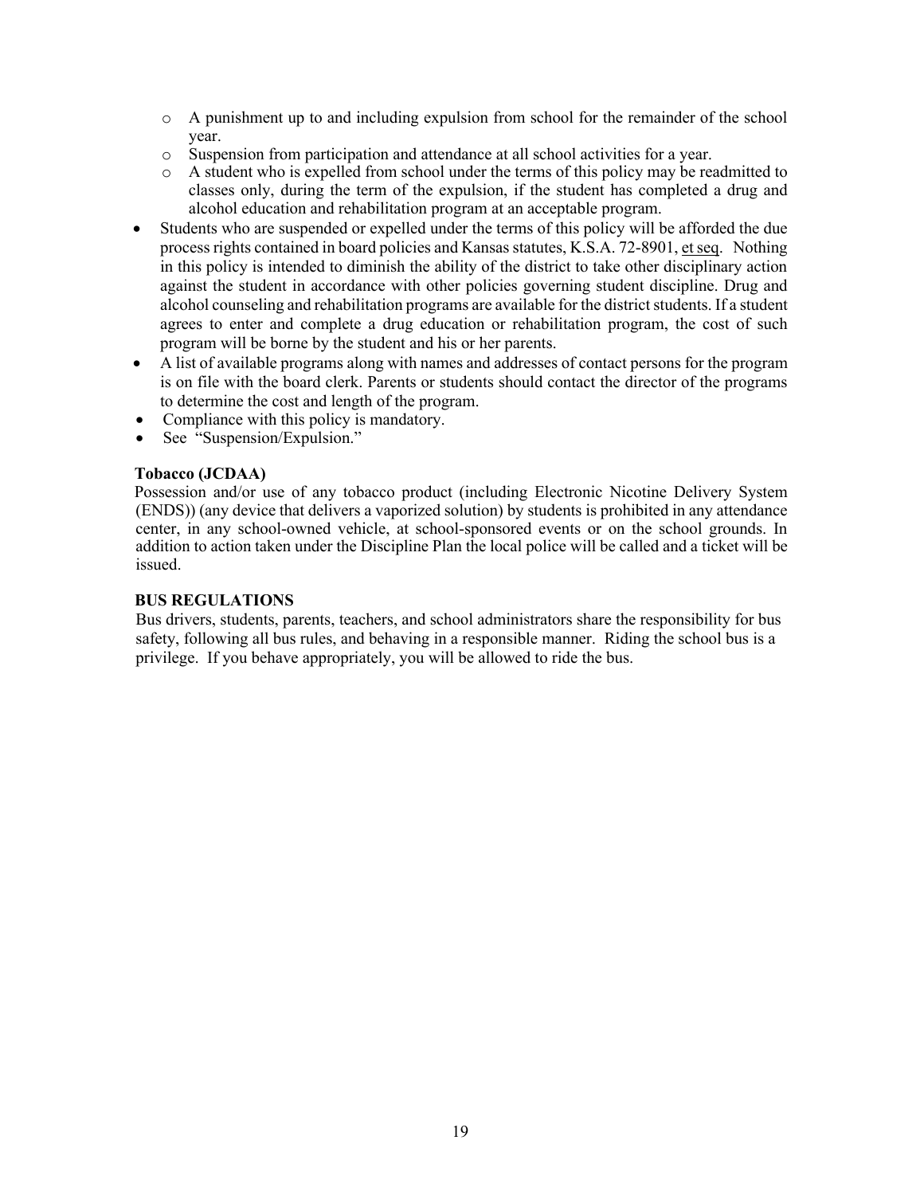- A punishment up to and including expulsion from school for the remainder of the school year.
  - Suspension from participation and attendance at all school activities for a year.
  - A student who is expelled from school under the terms of this policy may be readmitted to classes only, during the term of the expulsion, if the student has completed a drug and alcohol education and rehabilitation program at an acceptable program.
- Students who are suspended or expelled under the terms of this policy will be afforded the due process rights contained in board policies and Kansas statutes, K.S.A. 72-8901, et seq. Nothing in this policy is intended to diminish the ability of the district to take other disciplinary action against the student in accordance with other policies governing student discipline. Drug and alcohol counseling and rehabilitation programs are available for the district students. If a student agrees to enter and complete a drug education or rehabilitation program, the cost of such program will be borne by the student and his or her parents.
- A list of available programs along with names and addresses of contact persons for the program is on file with the board clerk. Parents or students should contact the director of the programs to determine the cost and length of the program.
- Compliance with this policy is mandatory.
- See "Suspension/Expulsion."

**Tobacco (JCDAA)**

Possession and/or use of any tobacco product (including Electronic Nicotine Delivery System (ENDS)) (any device that delivers a vaporized solution) by students is prohibited in any attendance center, in any school-owned vehicle, at school-sponsored events or on the school grounds. In addition to action taken under the Discipline Plan the local police will be called and a ticket will be issued.

**BUS REGULATIONS**

Bus drivers, students, parents, teachers, and school administrators share the responsibility for bus safety, following all bus rules, and behaving in a responsible manner. Riding the school bus is a privilege. If you behave appropriately, you will be allowed to ride the bus.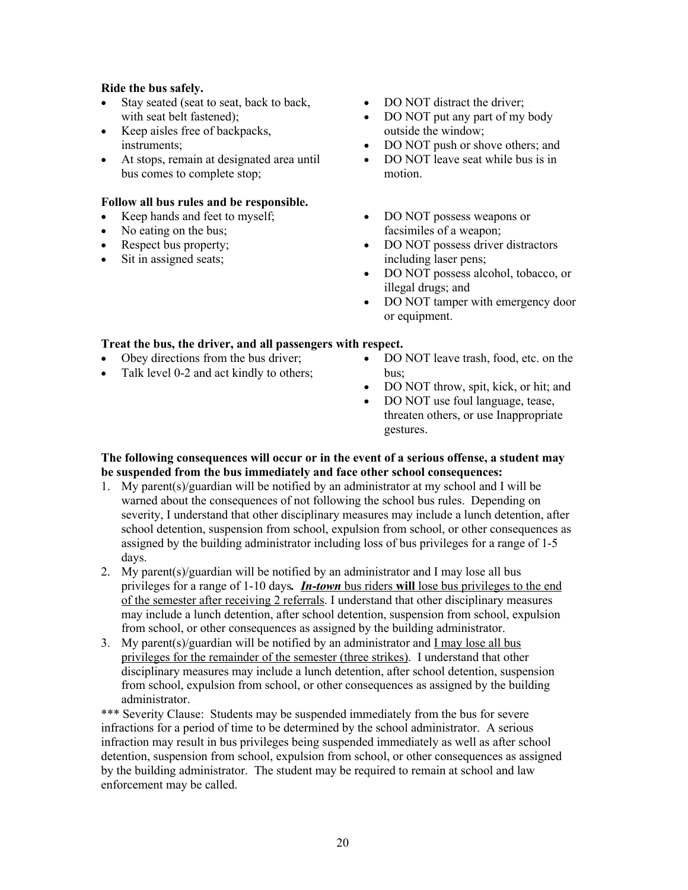**Ride the bus safely.**

- Stay seated (seat to seat, back to back, with seat belt fastened);
- Keep aisles free of backpacks, instruments;
- At stops, remain at designated area until bus comes to complete stop;
- DO NOT distract the driver;
- DO NOT put any part of my body outside the window;
- DO NOT push or shove others; and
- DO NOT leave seat while bus is in motion.

**Follow all bus rules and be responsible.**

- Keep hands and feet to myself;
- No eating on the bus;
- Respect bus property;
- Sit in assigned seats;
- DO NOT possess weapons or facsimiles of a weapon;
- DO NOT possess driver distractors including laser pens;
- DO NOT possess alcohol, tobacco, or illegal drugs; and
- DO NOT tamper with emergency door or equipment.

**Treat the bus, the driver, and all passengers with respect.**

- Obey directions from the bus driver;
- Talk level 0-2 and act kindly to others;
- DO NOT leave trash, food, etc. on the bus;
- DO NOT throw, spit, kick, or hit; and
- DO NOT use foul language, tease, threaten others, or use Inappropriate gestures.

**The following consequences will occur or in the event of a serious offense, a student may be suspended from the bus immediately and face other school consequences:**

1. My parent(s)/guardian will be notified by an administrator at my school and I will be warned about the consequences of not following the school bus rules. Depending on severity, I understand that other disciplinary measures may include a lunch detention, after school detention, suspension from school, expulsion from school, or other consequences as assigned by the building administrator including loss of bus privileges for a range of 1-5 days.
2. My parent(s)/guardian will be notified by an administrator and I may lose all bus privileges for a range of 1-10 days***.*** ***In-town*** bus riders **will** lose bus privileges to the end of the semester after receiving 2 referrals. I understand that other disciplinary measures may include a lunch detention, after school detention, suspension from school, expulsion from school, or other consequences as assigned by the building administrator.
3. My parent(s)/guardian will be notified by an administrator and I may lose all bus privileges for the remainder of the semester (three strikes). I understand that other disciplinary measures may include a lunch detention, after school detention, suspension from school, expulsion from school, or other consequences as assigned by the building administrator.

*** Severity Clause: Students may be suspended immediately from the bus for severe infractions for a period of time to be determined by the school administrator. A serious infraction may result in bus privileges being suspended immediately as well as after school detention, suspension from school, expulsion from school, or other consequences as assigned by the building administrator. The student may be required to remain at school and law enforcement may be called.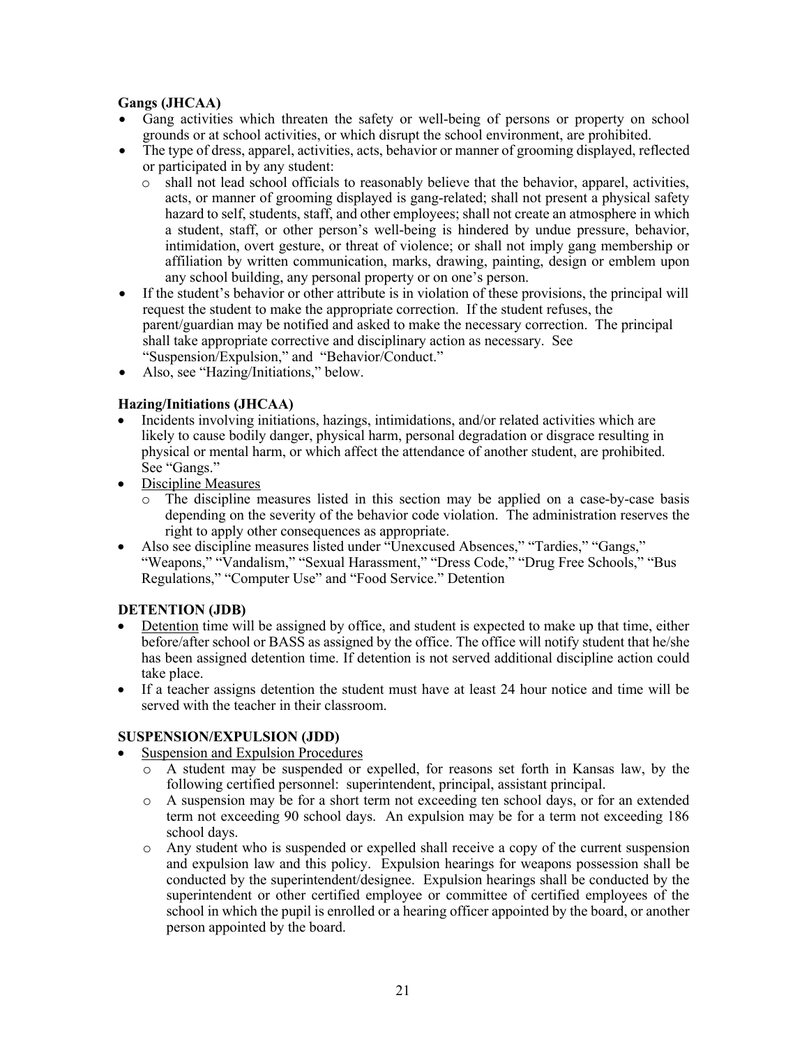**Gangs (JHCAA)**

- Gang activities which threaten the safety or well-being of persons or property on school grounds or at school activities, or which disrupt the school environment, are prohibited.
- The type of dress, apparel, activities, acts, behavior or manner of grooming displayed, reflected or participated in by any student:
  - shall not lead school officials to reasonably believe that the behavior, apparel, activities, acts, or manner of grooming displayed is gang-related; shall not present a physical safety hazard to self, students, staff, and other employees; shall not create an atmosphere in which a student, staff, or other person's well-being is hindered by undue pressure, behavior, intimidation, overt gesture, or threat of violence; or shall not imply gang membership or affiliation by written communication, marks, drawing, painting, design or emblem upon any school building, any personal property or on one's person.
- If the student's behavior or other attribute is in violation of these provisions, the principal will request the student to make the appropriate correction. If the student refuses, the parent/guardian may be notified and asked to make the necessary correction. The principal shall take appropriate corrective and disciplinary action as necessary. See "Suspension/Expulsion," and "Behavior/Conduct."
- Also, see "Hazing/Initiations," below.

**Hazing/Initiations (JHCAA)**

- Incidents involving initiations, hazings, intimidations, and/or related activities which are likely to cause bodily danger, physical harm, personal degradation or disgrace resulting in physical or mental harm, or which affect the attendance of another student, are prohibited. See "Gangs."
- Discipline Measures
  - The discipline measures listed in this section may be applied on a case-by-case basis depending on the severity of the behavior code violation. The administration reserves the right to apply other consequences as appropriate.
- Also see discipline measures listed under "Unexcused Absences," "Tardies," "Gangs," "Weapons," "Vandalism," "Sexual Harassment," "Dress Code," "Drug Free Schools," "Bus Regulations," "Computer Use" and "Food Service." Detention

**DETENTION (JDB)**

- Detention time will be assigned by office, and student is expected to make up that time, either before/after school or BASS as assigned by the office. The office will notify student that he/she has been assigned detention time. If detention is not served additional discipline action could take place.
- If a teacher assigns detention the student must have at least 24 hour notice and time will be served with the teacher in their classroom.

**SUSPENSION/EXPULSION (JDD)**

- Suspension and Expulsion Procedures
  - A student may be suspended or expelled, for reasons set forth in Kansas law, by the following certified personnel: superintendent, principal, assistant principal.
  - A suspension may be for a short term not exceeding ten school days, or for an extended term not exceeding 90 school days. An expulsion may be for a term not exceeding 186 school days.
  - Any student who is suspended or expelled shall receive a copy of the current suspension and expulsion law and this policy. Expulsion hearings for weapons possession shall be conducted by the superintendent/designee. Expulsion hearings shall be conducted by the superintendent or other certified employee or committee of certified employees of the school in which the pupil is enrolled or a hearing officer appointed by the board, or another person appointed by the board.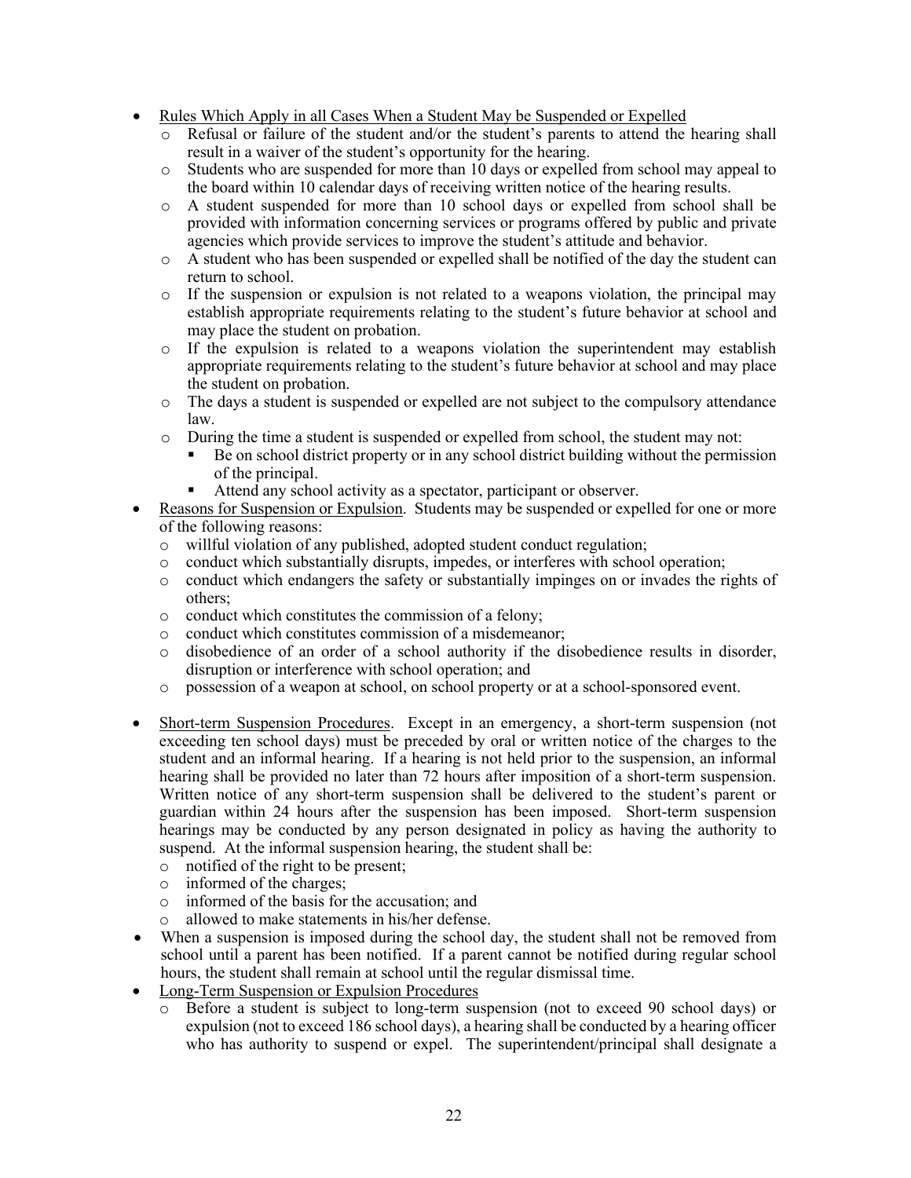- <u>Rules Which Apply in all Cases When a Student May be Suspended or Expelled</u>
  - Refusal or failure of the student and/or the student's parents to attend the hearing shall result in a waiver of the student's opportunity for the hearing.
  - Students who are suspended for more than 10 days or expelled from school may appeal to the board within 10 calendar days of receiving written notice of the hearing results.
  - A student suspended for more than 10 school days or expelled from school shall be provided with information concerning services or programs offered by public and private agencies which provide services to improve the student's attitude and behavior.
  - A student who has been suspended or expelled shall be notified of the day the student can return to school.
  - If the suspension or expulsion is not related to a weapons violation, the principal may establish appropriate requirements relating to the student's future behavior at school and may place the student on probation.
  - If the expulsion is related to a weapons violation the superintendent may establish appropriate requirements relating to the student's future behavior at school and may place the student on probation.
  - The days a student is suspended or expelled are not subject to the compulsory attendance law.
  - During the time a student is suspended or expelled from school, the student may not:
    - Be on school district property or in any school district building without the permission of the principal.
    - Attend any school activity as a spectator, participant or observer.
- <u>Reasons for Suspension or Expulsion</u>. Students may be suspended or expelled for one or more of the following reasons:
  - willful violation of any published, adopted student conduct regulation;
  - conduct which substantially disrupts, impedes, or interferes with school operation;
  - conduct which endangers the safety or substantially impinges on or invades the rights of others;
  - conduct which constitutes the commission of a felony;
  - conduct which constitutes commission of a misdemeanor;
  - disobedience of an order of a school authority if the disobedience results in disorder, disruption or interference with school operation; and
  - possession of a weapon at school, on school property or at a school-sponsored event.

- <u>Short-term Suspension Procedures</u>. Except in an emergency, a short-term suspension (not exceeding ten school days) must be preceded by oral or written notice of the charges to the student and an informal hearing. If a hearing is not held prior to the suspension, an informal hearing shall be provided no later than 72 hours after imposition of a short-term suspension. Written notice of any short-term suspension shall be delivered to the student's parent or guardian within 24 hours after the suspension has been imposed. Short-term suspension hearings may be conducted by any person designated in policy as having the authority to suspend. At the informal suspension hearing, the student shall be:
  - notified of the right to be present;
  - informed of the charges;
  - informed of the basis for the accusation; and
  - allowed to make statements in his/her defense.
- When a suspension is imposed during the school day, the student shall not be removed from school until a parent has been notified. If a parent cannot be notified during regular school hours, the student shall remain at school until the regular dismissal time.
- <u>Long-Term Suspension or Expulsion Procedures</u>
  - Before a student is subject to long-term suspension (not to exceed 90 school days) or expulsion (not to exceed 186 school days), a hearing shall be conducted by a hearing officer who has authority to suspend or expel. The superintendent/principal shall designate a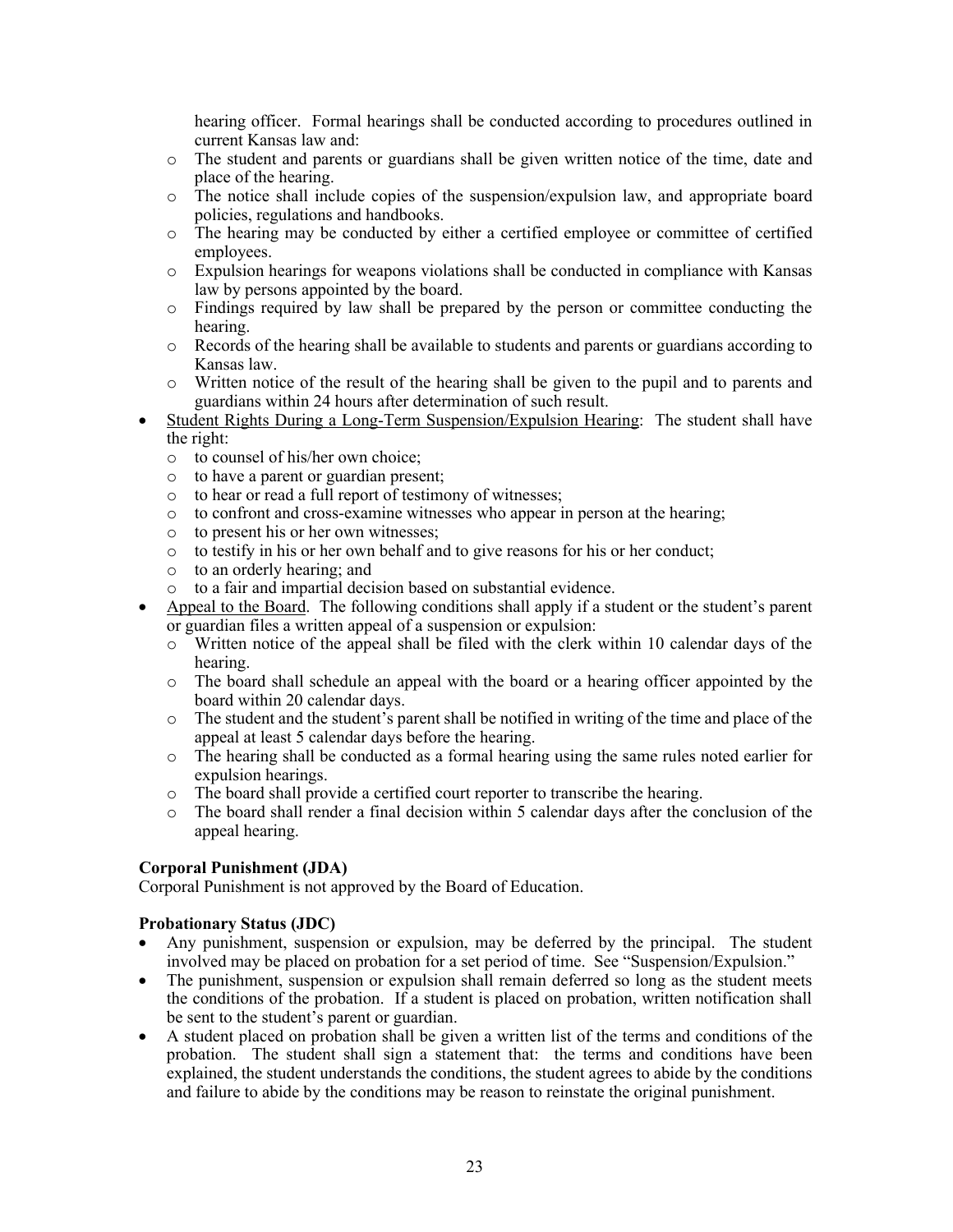hearing officer. Formal hearings shall be conducted according to procedures outlined in current Kansas law and:

  - The student and parents or guardians shall be given written notice of the time, date and place of the hearing.
  - The notice shall include copies of the suspension/expulsion law, and appropriate board policies, regulations and handbooks.
  - The hearing may be conducted by either a certified employee or committee of certified employees.
  - Expulsion hearings for weapons violations shall be conducted in compliance with Kansas law by persons appointed by the board.
  - Findings required by law shall be prepared by the person or committee conducting the hearing.
  - Records of the hearing shall be available to students and parents or guardians according to Kansas law.
  - Written notice of the result of the hearing shall be given to the pupil and to parents and guardians within 24 hours after determination of such result.
- <u>Student Rights During a Long-Term Suspension/Expulsion Hearing</u>: The student shall have the right:
  - to counsel of his/her own choice;
  - to have a parent or guardian present;
  - to hear or read a full report of testimony of witnesses;
  - to confront and cross-examine witnesses who appear in person at the hearing;
  - to present his or her own witnesses;
  - to testify in his or her own behalf and to give reasons for his or her conduct;
  - to an orderly hearing; and
  - to a fair and impartial decision based on substantial evidence.
- <u>Appeal to the Board</u>. The following conditions shall apply if a student or the student's parent or guardian files a written appeal of a suspension or expulsion:
  - Written notice of the appeal shall be filed with the clerk within 10 calendar days of the hearing.
  - The board shall schedule an appeal with the board or a hearing officer appointed by the board within 20 calendar days.
  - The student and the student's parent shall be notified in writing of the time and place of the appeal at least 5 calendar days before the hearing.
  - The hearing shall be conducted as a formal hearing using the same rules noted earlier for expulsion hearings.
  - The board shall provide a certified court reporter to transcribe the hearing.
  - The board shall render a final decision within 5 calendar days after the conclusion of the appeal hearing.

**Corporal Punishment (JDA)**

Corporal Punishment is not approved by the Board of Education.

**Probationary Status (JDC)**

- Any punishment, suspension or expulsion, may be deferred by the principal. The student involved may be placed on probation for a set period of time. See "Suspension/Expulsion."
- The punishment, suspension or expulsion shall remain deferred so long as the student meets the conditions of the probation. If a student is placed on probation, written notification shall be sent to the student's parent or guardian.
- A student placed on probation shall be given a written list of the terms and conditions of the probation. The student shall sign a statement that: the terms and conditions have been explained, the student understands the conditions, the student agrees to abide by the conditions and failure to abide by the conditions may be reason to reinstate the original punishment.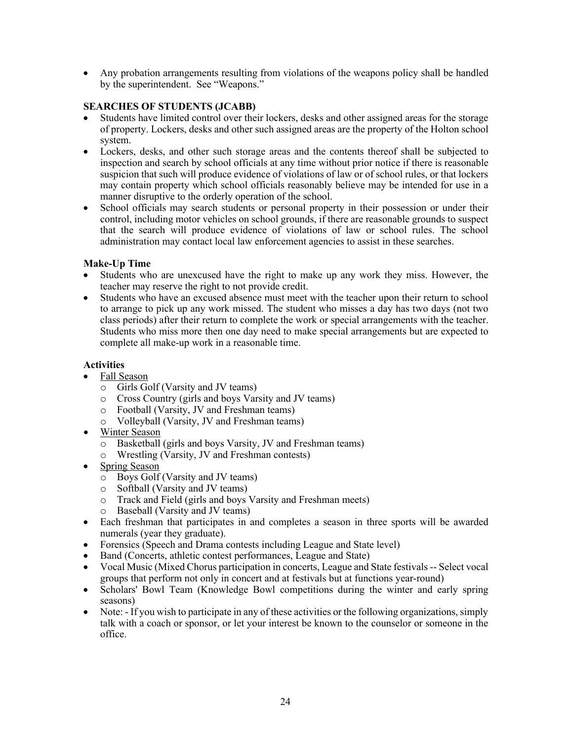- Any probation arrangements resulting from violations of the weapons policy shall be handled by the superintendent. See "Weapons."

**SEARCHES OF STUDENTS (JCABB)**

- Students have limited control over their lockers, desks and other assigned areas for the storage of property. Lockers, desks and other such assigned areas are the property of the Holton school system.
- Lockers, desks, and other such storage areas and the contents thereof shall be subjected to inspection and search by school officials at any time without prior notice if there is reasonable suspicion that such will produce evidence of violations of law or of school rules, or that lockers may contain property which school officials reasonably believe may be intended for use in a manner disruptive to the orderly operation of the school.
- School officials may search students or personal property in their possession or under their control, including motor vehicles on school grounds, if there are reasonable grounds to suspect that the search will produce evidence of violations of law or school rules. The school administration may contact local law enforcement agencies to assist in these searches.

**Make-Up Time**

- Students who are unexcused have the right to make up any work they miss. However, the teacher may reserve the right to not provide credit.
- Students who have an excused absence must meet with the teacher upon their return to school to arrange to pick up any work missed. The student who misses a day has two days (not two class periods) after their return to complete the work or special arrangements with the teacher. Students who miss more then one day need to make special arrangements but are expected to complete all make-up work in a reasonable time.

**Activities**

- <u>Fall Season</u>
  - Girls Golf (Varsity and JV teams)
  - Cross Country (girls and boys Varsity and JV teams)
  - Football (Varsity, JV and Freshman teams)
  - Volleyball (Varsity, JV and Freshman teams)
- <u>Winter Season</u>
  - Basketball (girls and boys Varsity, JV and Freshman teams)
  - Wrestling (Varsity, JV and Freshman contests)
- <u>Spring Season</u>
  - Boys Golf (Varsity and JV teams)
  - Softball (Varsity and JV teams)
  - Track and Field (girls and boys Varsity and Freshman meets)
  - Baseball (Varsity and JV teams)
- Each freshman that participates in and completes a season in three sports will be awarded numerals (year they graduate).
- Forensics (Speech and Drama contests including League and State level)
- Band (Concerts, athletic contest performances, League and State)
- Vocal Music (Mixed Chorus participation in concerts, League and State festivals -- Select vocal groups that perform not only in concert and at festivals but at functions year-round)
- Scholars' Bowl Team (Knowledge Bowl competitions during the winter and early spring seasons)
- Note: - If you wish to participate in any of these activities or the following organizations, simply talk with a coach or sponsor, or let your interest be known to the counselor or someone in the office.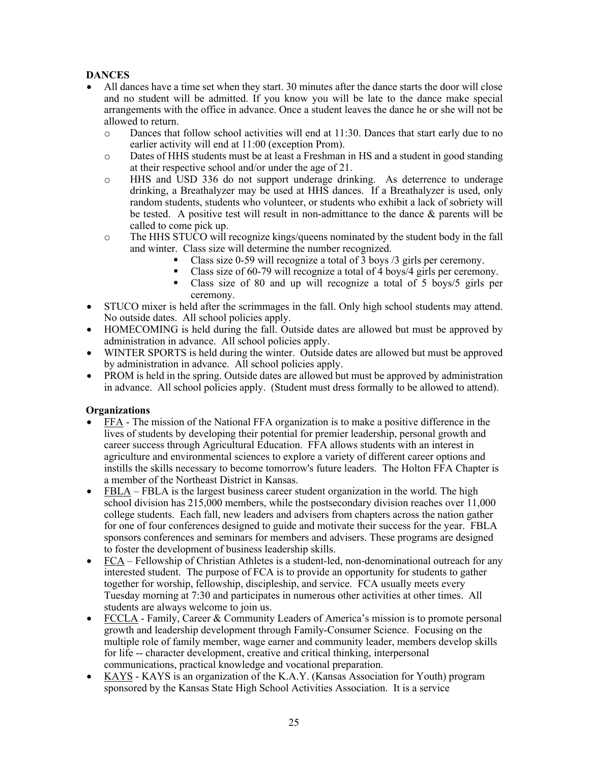**DANCES**

- All dances have a time set when they start. 30 minutes after the dance starts the door will close and no student will be admitted. If you know you will be late to the dance make special arrangements with the office in advance. Once a student leaves the dance he or she will not be allowed to return.
  - Dances that follow school activities will end at 11:30. Dances that start early due to no earlier activity will end at 11:00 (exception Prom).
  - Dates of HHS students must be at least a Freshman in HS and a student in good standing at their respective school and/or under the age of 21.
  - HHS and USD 336 do not support underage drinking. As deterrence to underage drinking, a Breathalyzer may be used at HHS dances. If a Breathalyzer is used, only random students, students who volunteer, or students who exhibit a lack of sobriety will be tested. A positive test will result in non-admittance to the dance & parents will be called to come pick up.
  - The HHS STUCO will recognize kings/queens nominated by the student body in the fall and winter. Class size will determine the number recognized.
    - Class size 0-59 will recognize a total of 3 boys /3 girls per ceremony.
    - Class size of 60-79 will recognize a total of 4 boys/4 girls per ceremony.
    - Class size of 80 and up will recognize a total of 5 boys/5 girls per ceremony.
- STUCO mixer is held after the scrimmages in the fall. Only high school students may attend. No outside dates. All school policies apply.
- HOMECOMING is held during the fall. Outside dates are allowed but must be approved by administration in advance. All school policies apply.
- WINTER SPORTS is held during the winter. Outside dates are allowed but must be approved by administration in advance. All school policies apply.
- PROM is held in the spring. Outside dates are allowed but must be approved by administration in advance. All school policies apply. (Student must dress formally to be allowed to attend).

**Organizations**

- FFA - The mission of the National FFA organization is to make a positive difference in the lives of students by developing their potential for premier leadership, personal growth and career success through Agricultural Education. FFA allows students with an interest in agriculture and environmental sciences to explore a variety of different career options and instills the skills necessary to become tomorrow's future leaders. The Holton FFA Chapter is a member of the Northeast District in Kansas.
- FBLA – FBLA is the largest business career student organization in the world. The high school division has 215,000 members, while the postsecondary division reaches over 11,000 college students. Each fall, new leaders and advisers from chapters across the nation gather for one of four conferences designed to guide and motivate their success for the year. FBLA sponsors conferences and seminars for members and advisers. These programs are designed to foster the development of business leadership skills.
- FCA – Fellowship of Christian Athletes is a student-led, non-denominational outreach for any interested student. The purpose of FCA is to provide an opportunity for students to gather together for worship, fellowship, discipleship, and service. FCA usually meets every Tuesday morning at 7:30 and participates in numerous other activities at other times. All students are always welcome to join us.
- FCCLA - Family, Career & Community Leaders of America's mission is to promote personal growth and leadership development through Family-Consumer Science. Focusing on the multiple role of family member, wage earner and community leader, members develop skills for life -- character development, creative and critical thinking, interpersonal communications, practical knowledge and vocational preparation.
- KAYS - KAYS is an organization of the K.A.Y. (Kansas Association for Youth) program sponsored by the Kansas State High School Activities Association. It is a service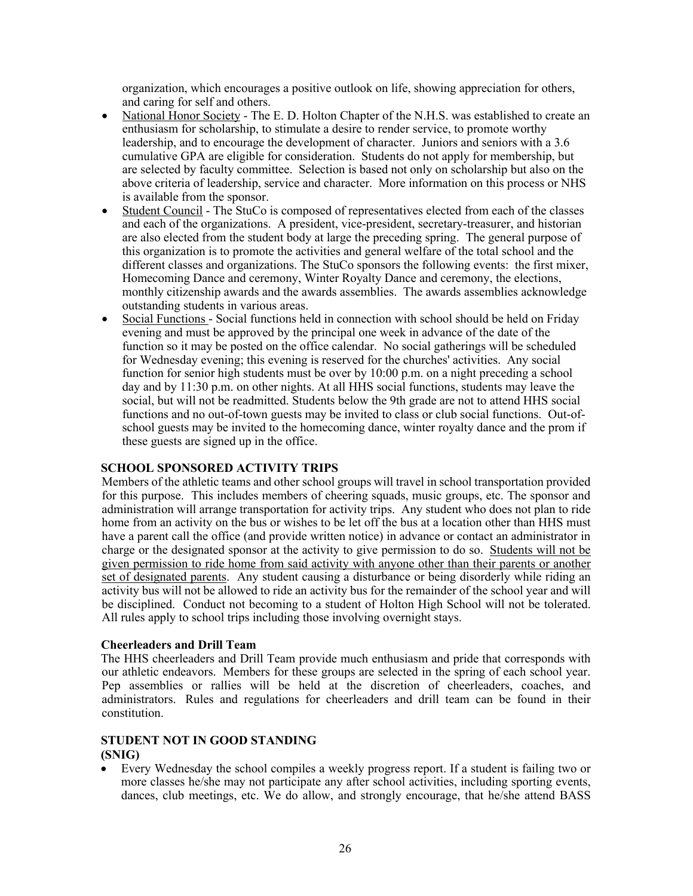organization, which encourages a positive outlook on life, showing appreciation for others, and caring for self and others.

- National Honor Society - The E. D. Holton Chapter of the N.H.S. was established to create an enthusiasm for scholarship, to stimulate a desire to render service, to promote worthy leadership, and to encourage the development of character. Juniors and seniors with a 3.6 cumulative GPA are eligible for consideration. Students do not apply for membership, but are selected by faculty committee. Selection is based not only on scholarship but also on the above criteria of leadership, service and character. More information on this process or NHS is available from the sponsor.
- Student Council - The StuCo is composed of representatives elected from each of the classes and each of the organizations. A president, vice-president, secretary-treasurer, and historian are also elected from the student body at large the preceding spring. The general purpose of this organization is to promote the activities and general welfare of the total school and the different classes and organizations. The StuCo sponsors the following events: the first mixer, Homecoming Dance and ceremony, Winter Royalty Dance and ceremony, the elections, monthly citizenship awards and the awards assemblies. The awards assemblies acknowledge outstanding students in various areas.
- Social Functions - Social functions held in connection with school should be held on Friday evening and must be approved by the principal one week in advance of the date of the function so it may be posted on the office calendar. No social gatherings will be scheduled for Wednesday evening; this evening is reserved for the churches' activities. Any social function for senior high students must be over by 10:00 p.m. on a night preceding a school day and by 11:30 p.m. on other nights. At all HHS social functions, students may leave the social, but will not be readmitted. Students below the 9th grade are not to attend HHS social functions and no out-of-town guests may be invited to class or club social functions. Out-of-school guests may be invited to the homecoming dance, winter royalty dance and the prom if these guests are signed up in the office.

## SCHOOL SPONSORED ACTIVITY TRIPS

Members of the athletic teams and other school groups will travel in school transportation provided for this purpose. This includes members of cheering squads, music groups, etc. The sponsor and administration will arrange transportation for activity trips. Any student who does not plan to ride home from an activity on the bus or wishes to be let off the bus at a location other than HHS must have a parent call the office (and provide written notice) in advance or contact an administrator in charge or the designated sponsor at the activity to give permission to do so. Students will not be given permission to ride home from said activity with anyone other than their parents or another set of designated parents. Any student causing a disturbance or being disorderly while riding an activity bus will not be allowed to ride an activity bus for the remainder of the school year and will be disciplined. Conduct not becoming to a student of Holton High School will not be tolerated. All rules apply to school trips including those involving overnight stays.

### Cheerleaders and Drill Team

The HHS cheerleaders and Drill Team provide much enthusiasm and pride that corresponds with our athletic endeavors. Members for these groups are selected in the spring of each school year. Pep assemblies or rallies will be held at the discretion of cheerleaders, coaches, and administrators. Rules and regulations for cheerleaders and drill team can be found in their constitution.

## STUDENT NOT IN GOOD STANDING (SNIG)

- Every Wednesday the school compiles a weekly progress report. If a student is failing two or more classes he/she may not participate any after school activities, including sporting events, dances, club meetings, etc. We do allow, and strongly encourage, that he/she attend BASS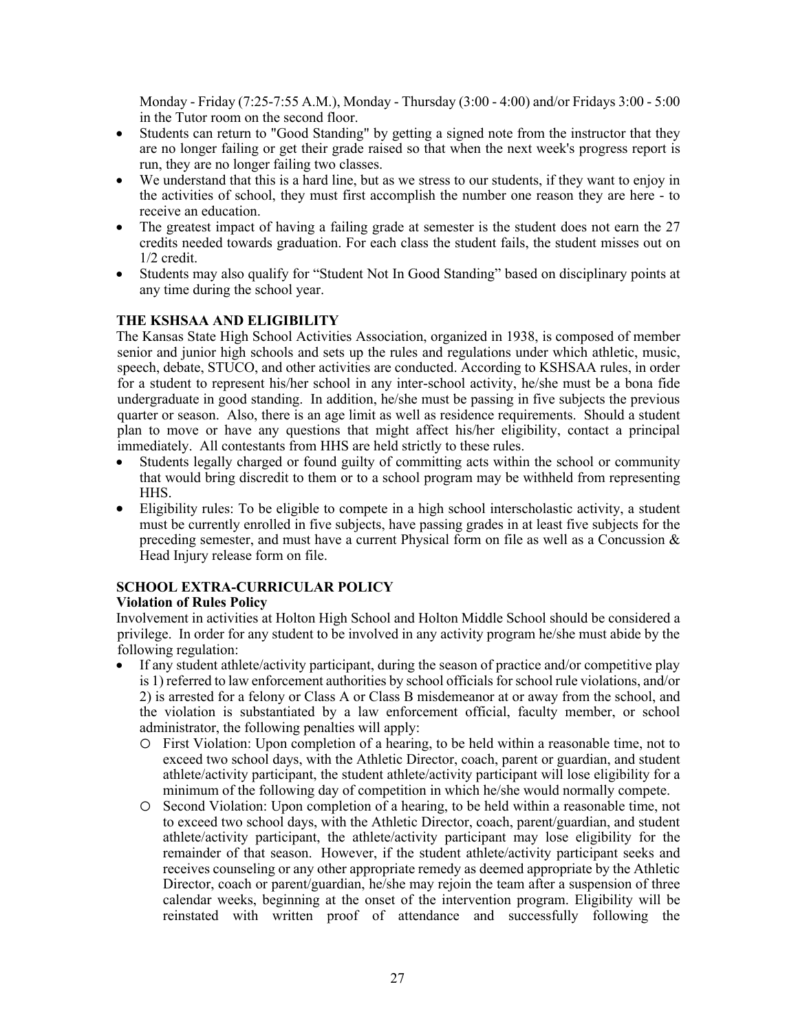Monday - Friday (7:25-7:55 A.M.), Monday - Thursday (3:00 - 4:00) and/or Fridays 3:00 - 5:00 in the Tutor room on the second floor.

- Students can return to "Good Standing" by getting a signed note from the instructor that they are no longer failing or get their grade raised so that when the next week's progress report is run, they are no longer failing two classes.
- We understand that this is a hard line, but as we stress to our students, if they want to enjoy in the activities of school, they must first accomplish the number one reason they are here - to receive an education.
- The greatest impact of having a failing grade at semester is the student does not earn the 27 credits needed towards graduation. For each class the student fails, the student misses out on 1/2 credit.
- Students may also qualify for "Student Not In Good Standing" based on disciplinary points at any time during the school year.

### THE KSHSAA AND ELIGIBILITY

The Kansas State High School Activities Association, organized in 1938, is composed of member senior and junior high schools and sets up the rules and regulations under which athletic, music, speech, debate, STUCO, and other activities are conducted. According to KSHSAA rules, in order for a student to represent his/her school in any inter-school activity, he/she must be a bona fide undergraduate in good standing. In addition, he/she must be passing in five subjects the previous quarter or season. Also, there is an age limit as well as residence requirements. Should a student plan to move or have any questions that might affect his/her eligibility, contact a principal immediately. All contestants from HHS are held strictly to these rules.

- Students legally charged or found guilty of committing acts within the school or community that would bring discredit to them or to a school program may be withheld from representing HHS.
- Eligibility rules: To be eligible to compete in a high school interscholastic activity, a student must be currently enrolled in five subjects, have passing grades in at least five subjects for the preceding semester, and must have a current Physical form on file as well as a Concussion & Head Injury release form on file.

### SCHOOL EXTRA-CURRICULAR POLICY

**Violation of Rules Policy**

Involvement in activities at Holton High School and Holton Middle School should be considered a privilege. In order for any student to be involved in any activity program he/she must abide by the following regulation:

- If any student athlete/activity participant, during the season of practice and/or competitive play is 1) referred to law enforcement authorities by school officials for school rule violations, and/or 2) is arrested for a felony or Class A or Class B misdemeanor at or away from the school, and the violation is substantiated by a law enforcement official, faculty member, or school administrator, the following penalties will apply:
  - First Violation: Upon completion of a hearing, to be held within a reasonable time, not to exceed two school days, with the Athletic Director, coach, parent or guardian, and student athlete/activity participant, the student athlete/activity participant will lose eligibility for a minimum of the following day of competition in which he/she would normally compete.
  - Second Violation: Upon completion of a hearing, to be held within a reasonable time, not to exceed two school days, with the Athletic Director, coach, parent/guardian, and student athlete/activity participant, the athlete/activity participant may lose eligibility for the remainder of that season. However, if the student athlete/activity participant seeks and receives counseling or any other appropriate remedy as deemed appropriate by the Athletic Director, coach or parent/guardian, he/she may rejoin the team after a suspension of three calendar weeks, beginning at the onset of the intervention program. Eligibility will be reinstated with written proof of attendance and successfully following the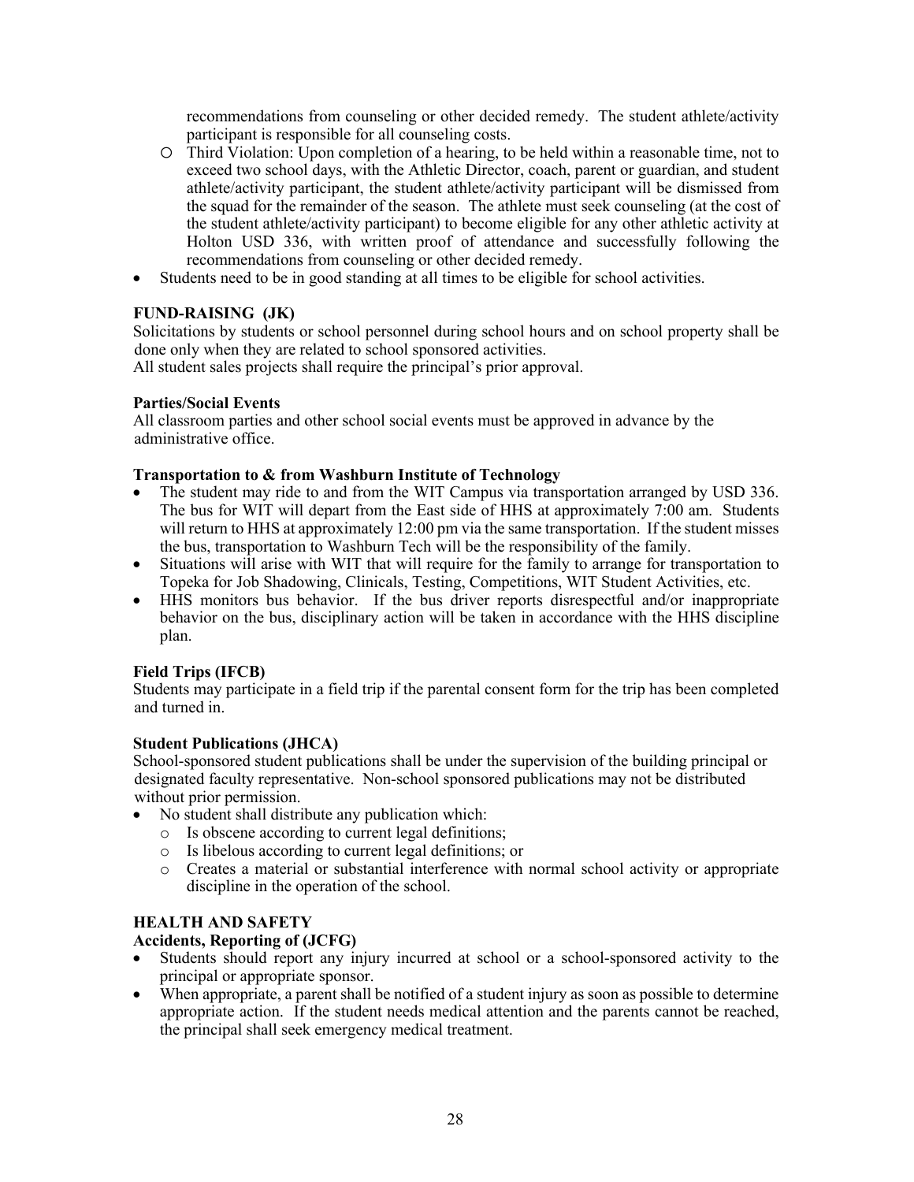recommendations from counseling or other decided remedy. The student athlete/activity participant is responsible for all counseling costs.
  - Third Violation: Upon completion of a hearing, to be held within a reasonable time, not to exceed two school days, with the Athletic Director, coach, parent or guardian, and student athlete/activity participant, the student athlete/activity participant will be dismissed from the squad for the remainder of the season. The athlete must seek counseling (at the cost of the student athlete/activity participant) to become eligible for any other athletic activity at Holton USD 336, with written proof of attendance and successfully following the recommendations from counseling or other decided remedy.
- Students need to be in good standing at all times to be eligible for school activities.

**FUND-RAISING (JK)**

Solicitations by students or school personnel during school hours and on school property shall be done only when they are related to school sponsored activities.
All student sales projects shall require the principal's prior approval.

**Parties/Social Events**

All classroom parties and other school social events must be approved in advance by the administrative office.

**Transportation to & from Washburn Institute of Technology**

- The student may ride to and from the WIT Campus via transportation arranged by USD 336. The bus for WIT will depart from the East side of HHS at approximately 7:00 am. Students will return to HHS at approximately 12:00 pm via the same transportation. If the student misses the bus, transportation to Washburn Tech will be the responsibility of the family.
- Situations will arise with WIT that will require for the family to arrange for transportation to Topeka for Job Shadowing, Clinicals, Testing, Competitions, WIT Student Activities, etc.
- HHS monitors bus behavior. If the bus driver reports disrespectful and/or inappropriate behavior on the bus, disciplinary action will be taken in accordance with the HHS discipline plan.

**Field Trips (IFCB)**

Students may participate in a field trip if the parental consent form for the trip has been completed and turned in.

**Student Publications (JHCA)**

School-sponsored student publications shall be under the supervision of the building principal or designated faculty representative. Non-school sponsored publications may not be distributed without prior permission.

- No student shall distribute any publication which:
  - Is obscene according to current legal definitions;
  - Is libelous according to current legal definitions; or
  - Creates a material or substantial interference with normal school activity or appropriate discipline in the operation of the school.

**HEALTH AND SAFETY**

**Accidents, Reporting of (JCFG)**

- Students should report any injury incurred at school or a school-sponsored activity to the principal or appropriate sponsor.
- When appropriate, a parent shall be notified of a student injury as soon as possible to determine appropriate action. If the student needs medical attention and the parents cannot be reached, the principal shall seek emergency medical treatment.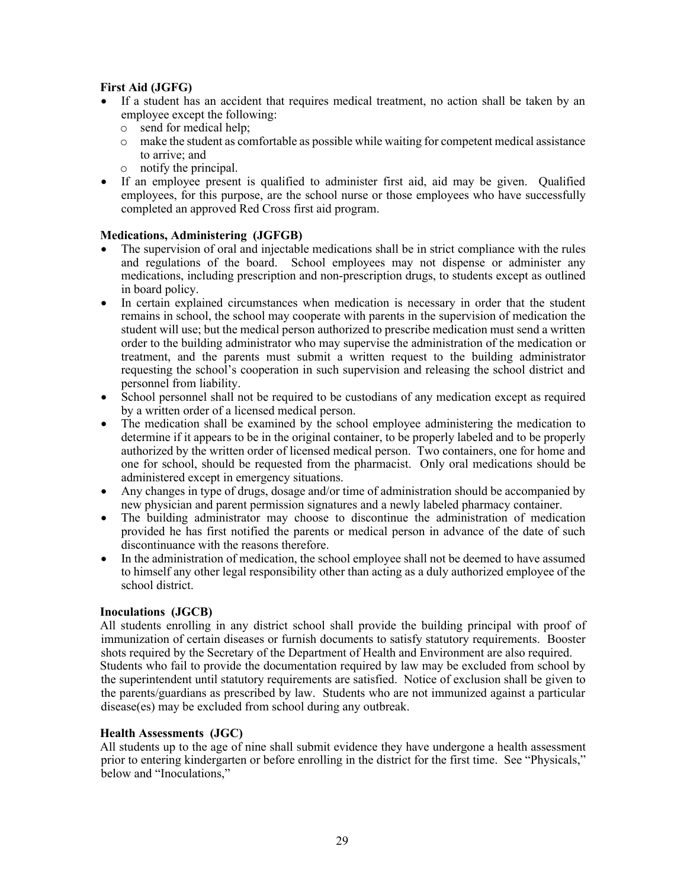**First Aid (JGFG)**

- If a student has an accident that requires medical treatment, no action shall be taken by an employee except the following:
  - send for medical help;
  - make the student as comfortable as possible while waiting for competent medical assistance to arrive; and
  - notify the principal.
- If an employee present is qualified to administer first aid, aid may be given. Qualified employees, for this purpose, are the school nurse or those employees who have successfully completed an approved Red Cross first aid program.

**Medications, Administering (JGFGB)**

- The supervision of oral and injectable medications shall be in strict compliance with the rules and regulations of the board. School employees may not dispense or administer any medications, including prescription and non-prescription drugs, to students except as outlined in board policy.
- In certain explained circumstances when medication is necessary in order that the student remains in school, the school may cooperate with parents in the supervision of medication the student will use; but the medical person authorized to prescribe medication must send a written order to the building administrator who may supervise the administration of the medication or treatment, and the parents must submit a written request to the building administrator requesting the school's cooperation in such supervision and releasing the school district and personnel from liability.
- School personnel shall not be required to be custodians of any medication except as required by a written order of a licensed medical person.
- The medication shall be examined by the school employee administering the medication to determine if it appears to be in the original container, to be properly labeled and to be properly authorized by the written order of licensed medical person. Two containers, one for home and one for school, should be requested from the pharmacist. Only oral medications should be administered except in emergency situations.
- Any changes in type of drugs, dosage and/or time of administration should be accompanied by new physician and parent permission signatures and a newly labeled pharmacy container.
- The building administrator may choose to discontinue the administration of medication provided he has first notified the parents or medical person in advance of the date of such discontinuance with the reasons therefore.
- In the administration of medication, the school employee shall not be deemed to have assumed to himself any other legal responsibility other than acting as a duly authorized employee of the school district.

**Inoculations (JGCB)**

All students enrolling in any district school shall provide the building principal with proof of immunization of certain diseases or furnish documents to satisfy statutory requirements. Booster shots required by the Secretary of the Department of Health and Environment are also required. Students who fail to provide the documentation required by law may be excluded from school by the superintendent until statutory requirements are satisfied. Notice of exclusion shall be given to the parents/guardians as prescribed by law. Students who are not immunized against a particular disease(es) may be excluded from school during any outbreak.

**Health Assessments (JGC)**

All students up to the age of nine shall submit evidence they have undergone a health assessment prior to entering kindergarten or before enrolling in the district for the first time. See "Physicals," below and "Inoculations,"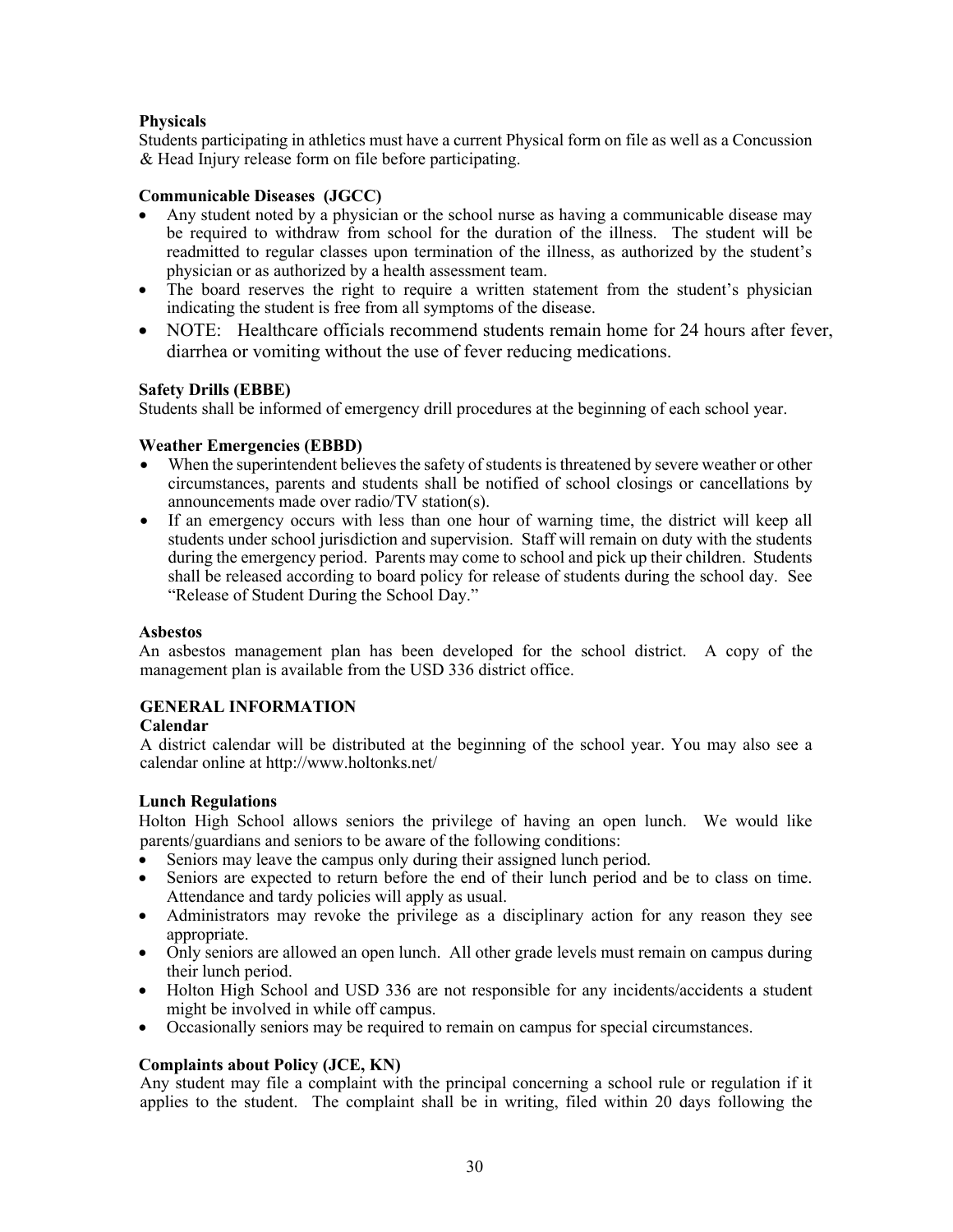**Physicals**

Students participating in athletics must have a current Physical form on file as well as a Concussion & Head Injury release form on file before participating.

**Communicable Diseases (JGCC)**

- Any student noted by a physician or the school nurse as having a communicable disease may be required to withdraw from school for the duration of the illness. The student will be readmitted to regular classes upon termination of the illness, as authorized by the student's physician or as authorized by a health assessment team.
- The board reserves the right to require a written statement from the student's physician indicating the student is free from all symptoms of the disease.
- NOTE: Healthcare officials recommend students remain home for 24 hours after fever, diarrhea or vomiting without the use of fever reducing medications.

**Safety Drills (EBBE)**

Students shall be informed of emergency drill procedures at the beginning of each school year.

**Weather Emergencies (EBBD)**

- When the superintendent believes the safety of students is threatened by severe weather or other circumstances, parents and students shall be notified of school closings or cancellations by announcements made over radio/TV station(s).
- If an emergency occurs with less than one hour of warning time, the district will keep all students under school jurisdiction and supervision. Staff will remain on duty with the students during the emergency period. Parents may come to school and pick up their children. Students shall be released according to board policy for release of students during the school day. See "Release of Student During the School Day."

**Asbestos**

An asbestos management plan has been developed for the school district. A copy of the management plan is available from the USD 336 district office.

## GENERAL INFORMATION

**Calendar**

A district calendar will be distributed at the beginning of the school year. You may also see a calendar online at http://www.holtonks.net/

**Lunch Regulations**

Holton High School allows seniors the privilege of having an open lunch. We would like parents/guardians and seniors to be aware of the following conditions:

- Seniors may leave the campus only during their assigned lunch period.
- Seniors are expected to return before the end of their lunch period and be to class on time. Attendance and tardy policies will apply as usual.
- Administrators may revoke the privilege as a disciplinary action for any reason they see appropriate.
- Only seniors are allowed an open lunch. All other grade levels must remain on campus during their lunch period.
- Holton High School and USD 336 are not responsible for any incidents/accidents a student might be involved in while off campus.
- Occasionally seniors may be required to remain on campus for special circumstances.

**Complaints about Policy (JCE, KN)**

Any student may file a complaint with the principal concerning a school rule or regulation if it applies to the student. The complaint shall be in writing, filed within 20 days following the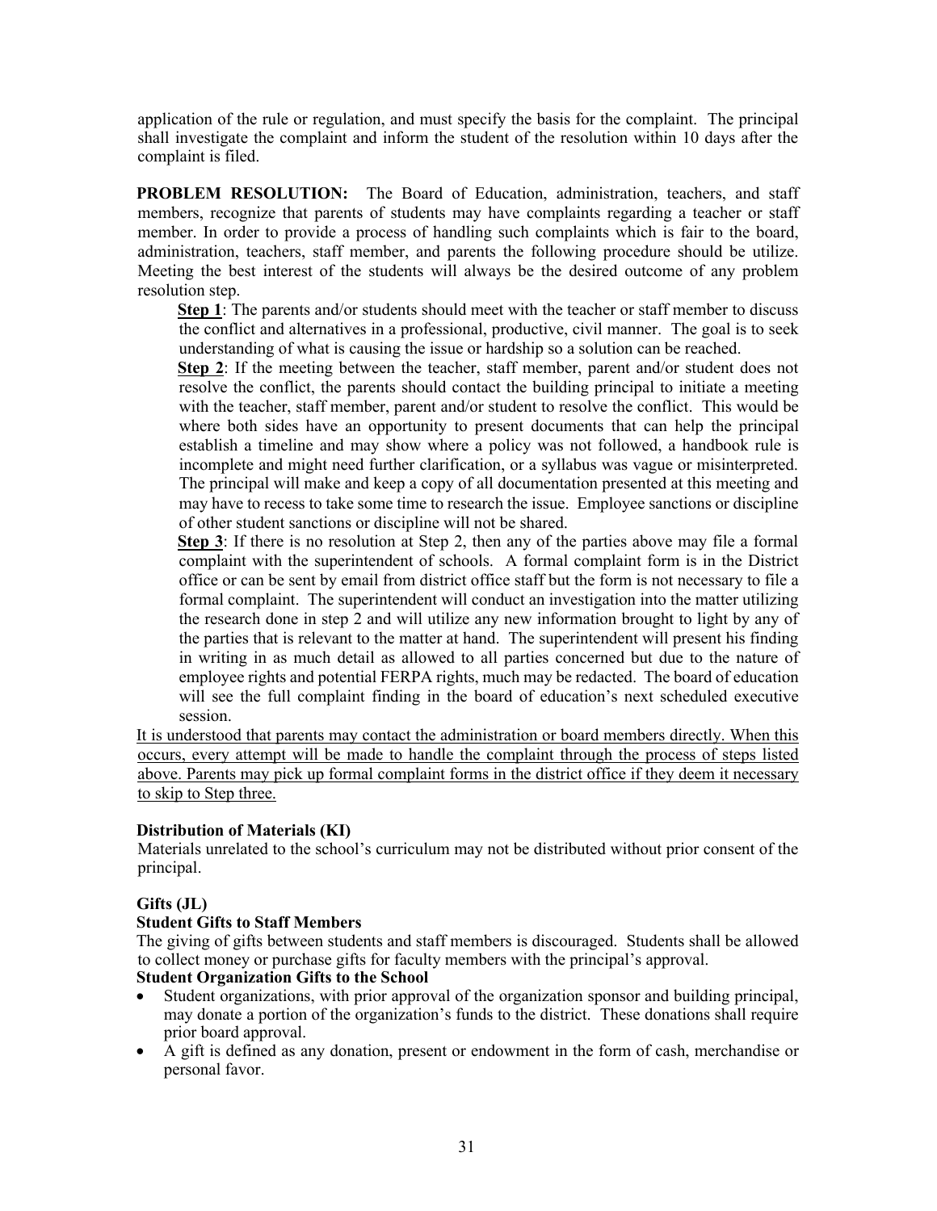application of the rule or regulation, and must specify the basis for the complaint. The principal shall investigate the complaint and inform the student of the resolution within 10 days after the complaint is filed.

**PROBLEM RESOLUTION:** The Board of Education, administration, teachers, and staff members, recognize that parents of students may have complaints regarding a teacher or staff member. In order to provide a process of handling such complaints which is fair to the board, administration, teachers, staff member, and parents the following procedure should be utilize. Meeting the best interest of the students will always be the desired outcome of any problem resolution step.

**Step 1**: The parents and/or students should meet with the teacher or staff member to discuss the conflict and alternatives in a professional, productive, civil manner. The goal is to seek understanding of what is causing the issue or hardship so a solution can be reached.

**Step 2**: If the meeting between the teacher, staff member, parent and/or student does not resolve the conflict, the parents should contact the building principal to initiate a meeting with the teacher, staff member, parent and/or student to resolve the conflict. This would be where both sides have an opportunity to present documents that can help the principal establish a timeline and may show where a policy was not followed, a handbook rule is incomplete and might need further clarification, or a syllabus was vague or misinterpreted. The principal will make and keep a copy of all documentation presented at this meeting and may have to recess to take some time to research the issue. Employee sanctions or discipline of other student sanctions or discipline will not be shared.

**Step 3**: If there is no resolution at Step 2, then any of the parties above may file a formal complaint with the superintendent of schools. A formal complaint form is in the District office or can be sent by email from district office staff but the form is not necessary to file a formal complaint. The superintendent will conduct an investigation into the matter utilizing the research done in step 2 and will utilize any new information brought to light by any of the parties that is relevant to the matter at hand. The superintendent will present his finding in writing in as much detail as allowed to all parties concerned but due to the nature of employee rights and potential FERPA rights, much may be redacted. The board of education will see the full complaint finding in the board of education's next scheduled executive session.

<u>It is understood that parents may contact the administration or board members directly. When this occurs, every attempt will be made to handle the complaint through the process of steps listed above. Parents may pick up formal complaint forms in the district office if they deem it necessary to skip to Step three.</u>

**Distribution of Materials (KI)**

Materials unrelated to the school's curriculum may not be distributed without prior consent of the principal.

**Gifts (JL)**

**Student Gifts to Staff Members**

The giving of gifts between students and staff members is discouraged. Students shall be allowed to collect money or purchase gifts for faculty members with the principal's approval.

**Student Organization Gifts to the School**

- Student organizations, with prior approval of the organization sponsor and building principal, may donate a portion of the organization's funds to the district. These donations shall require prior board approval.
- A gift is defined as any donation, present or endowment in the form of cash, merchandise or personal favor.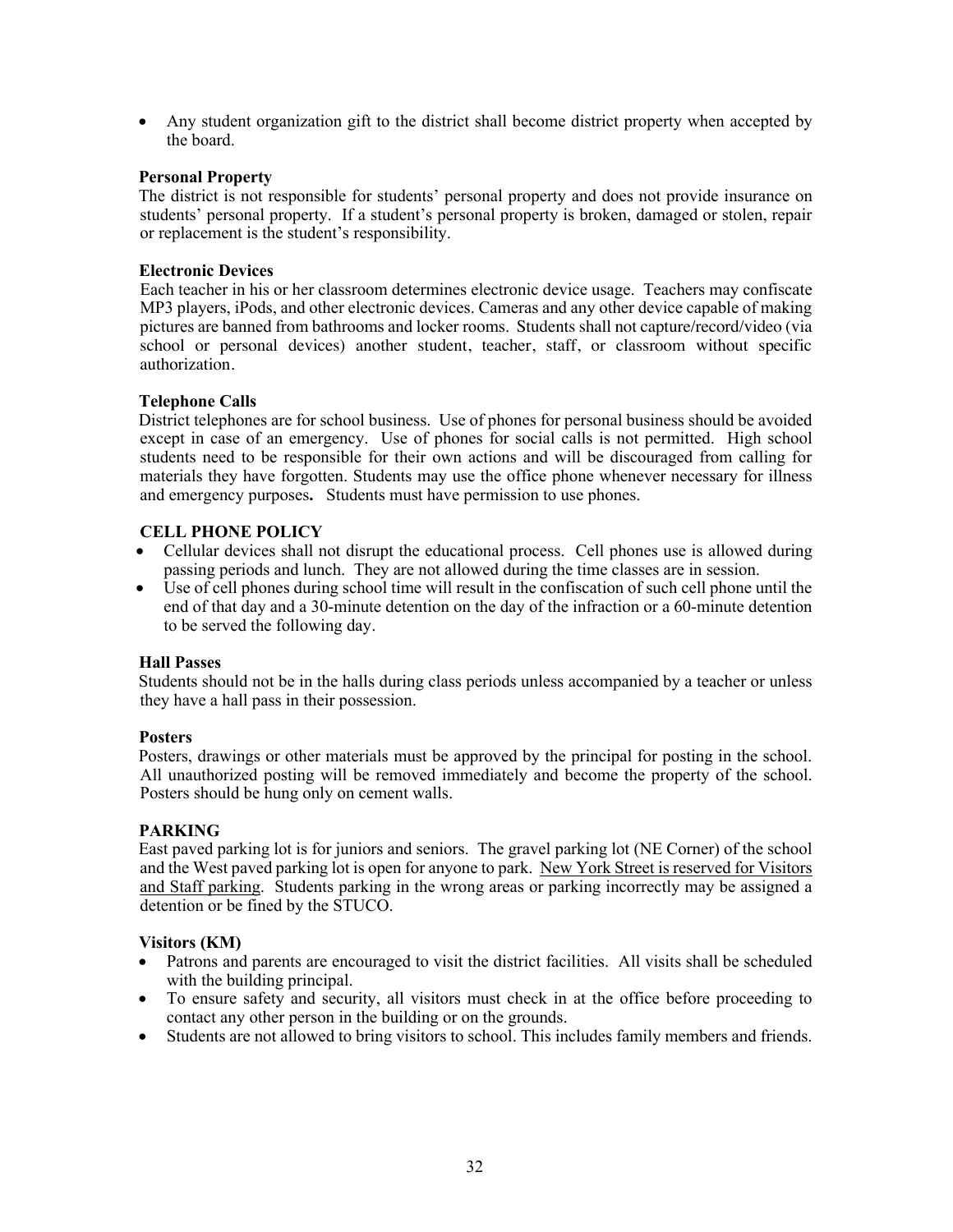- Any student organization gift to the district shall become district property when accepted by the board.

**Personal Property**

The district is not responsible for students' personal property and does not provide insurance on students' personal property. If a student's personal property is broken, damaged or stolen, repair or replacement is the student's responsibility.

**Electronic Devices**

Each teacher in his or her classroom determines electronic device usage. Teachers may confiscate MP3 players, iPods, and other electronic devices. Cameras and any other device capable of making pictures are banned from bathrooms and locker rooms. Students shall not capture/record/video (via school or personal devices) another student, teacher, staff, or classroom without specific authorization.

**Telephone Calls**

District telephones are for school business. Use of phones for personal business should be avoided except in case of an emergency. Use of phones for social calls is not permitted. High school students need to be responsible for their own actions and will be discouraged from calling for materials they have forgotten. Students may use the office phone whenever necessary for illness and emergency purposes**.** Students must have permission to use phones.

**CELL PHONE POLICY**

- Cellular devices shall not disrupt the educational process. Cell phones use is allowed during passing periods and lunch. They are not allowed during the time classes are in session.
- Use of cell phones during school time will result in the confiscation of such cell phone until the end of that day and a 30-minute detention on the day of the infraction or a 60-minute detention to be served the following day.

**Hall Passes**

Students should not be in the halls during class periods unless accompanied by a teacher or unless they have a hall pass in their possession.

**Posters**

Posters, drawings or other materials must be approved by the principal for posting in the school. All unauthorized posting will be removed immediately and become the property of the school. Posters should be hung only on cement walls.

**PARKING**

East paved parking lot is for juniors and seniors. The gravel parking lot (NE Corner) of the school and the West paved parking lot is open for anyone to park. <u>New York Street is reserved for Visitors and Staff parking</u>. Students parking in the wrong areas or parking incorrectly may be assigned a detention or be fined by the STUCO.

**Visitors (KM)**

- Patrons and parents are encouraged to visit the district facilities. All visits shall be scheduled with the building principal.
- To ensure safety and security, all visitors must check in at the office before proceeding to contact any other person in the building or on the grounds.
- Students are not allowed to bring visitors to school. This includes family members and friends.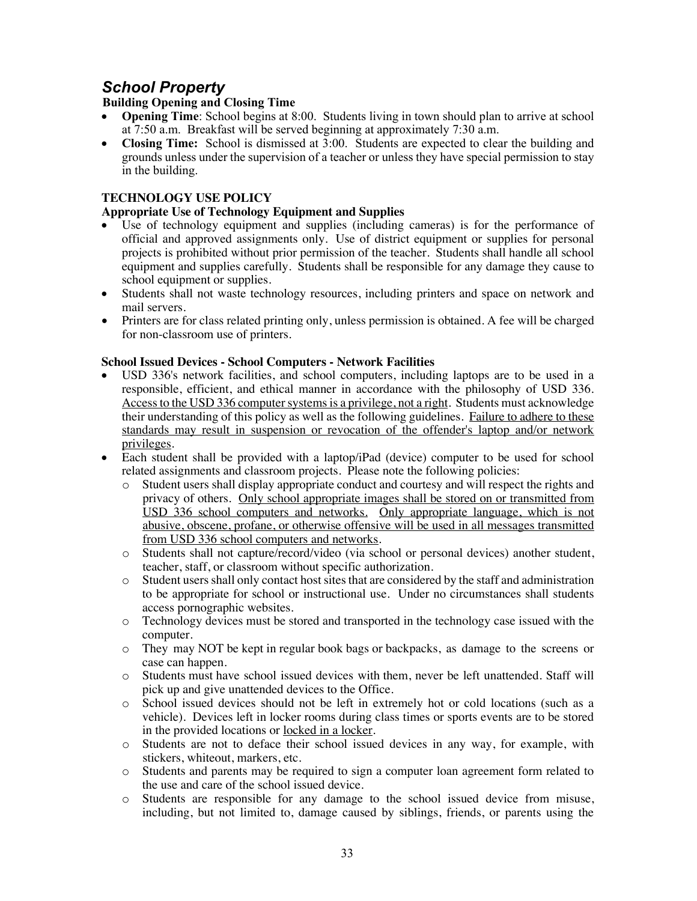## *School Property*

**Building Opening and Closing Time**

- **Opening Time**: School begins at 8:00. Students living in town should plan to arrive at school at 7:50 a.m. Breakfast will be served beginning at approximately 7:30 a.m.
- **Closing Time:** School is dismissed at 3:00. Students are expected to clear the building and grounds unless under the supervision of a teacher or unless they have special permission to stay in the building.

### TECHNOLOGY USE POLICY

**Appropriate Use of Technology Equipment and Supplies**

- Use of technology equipment and supplies (including cameras) is for the performance of official and approved assignments only. Use of district equipment or supplies for personal projects is prohibited without prior permission of the teacher. Students shall handle all school equipment and supplies carefully. Students shall be responsible for any damage they cause to school equipment or supplies.
- Students shall not waste technology resources, including printers and space on network and mail servers.
- Printers are for class related printing only, unless permission is obtained. A fee will be charged for non-classroom use of printers.

**School Issued Devices - School Computers - Network Facilities**

- USD 336's network facilities, and school computers, including laptops are to be used in a responsible, efficient, and ethical manner in accordance with the philosophy of USD 336. <u>Access to the USD 336 computer systems is a privilege, not a right</u>. Students must acknowledge their understanding of this policy as well as the following guidelines. <u>Failure to adhere to these standards may result in suspension or revocation of the offender's laptop and/or network privileges</u>.
- Each student shall be provided with a laptop/iPad (device) computer to be used for school related assignments and classroom projects. Please note the following policies:
  - Student users shall display appropriate conduct and courtesy and will respect the rights and privacy of others. <u>Only school appropriate images shall be stored on or transmitted from USD 336 school computers and networks.</u> <u>Only appropriate language, which is not abusive, obscene, profane, or otherwise offensive will be used in all messages transmitted from USD 336 school computers and networks</u>.
  - Students shall not capture/record/video (via school or personal devices) another student, teacher, staff, or classroom without specific authorization.
  - Student users shall only contact host sites that are considered by the staff and administration to be appropriate for school or instructional use. Under no circumstances shall students access pornographic websites.
  - Technology devices must be stored and transported in the technology case issued with the computer.
  - They may NOT be kept in regular book bags or backpacks, as damage to the screens or case can happen.
  - Students must have school issued devices with them, never be left unattended. Staff will pick up and give unattended devices to the Office.
  - School issued devices should not be left in extremely hot or cold locations (such as a vehicle). Devices left in locker rooms during class times or sports events are to be stored in the provided locations or <u>locked in a locker</u>.
  - Students are not to deface their school issued devices in any way, for example, with stickers, whiteout, markers, etc.
  - Students and parents may be required to sign a computer loan agreement form related to the use and care of the school issued device.
  - Students are responsible for any damage to the school issued device from misuse, including, but not limited to, damage caused by siblings, friends, or parents using the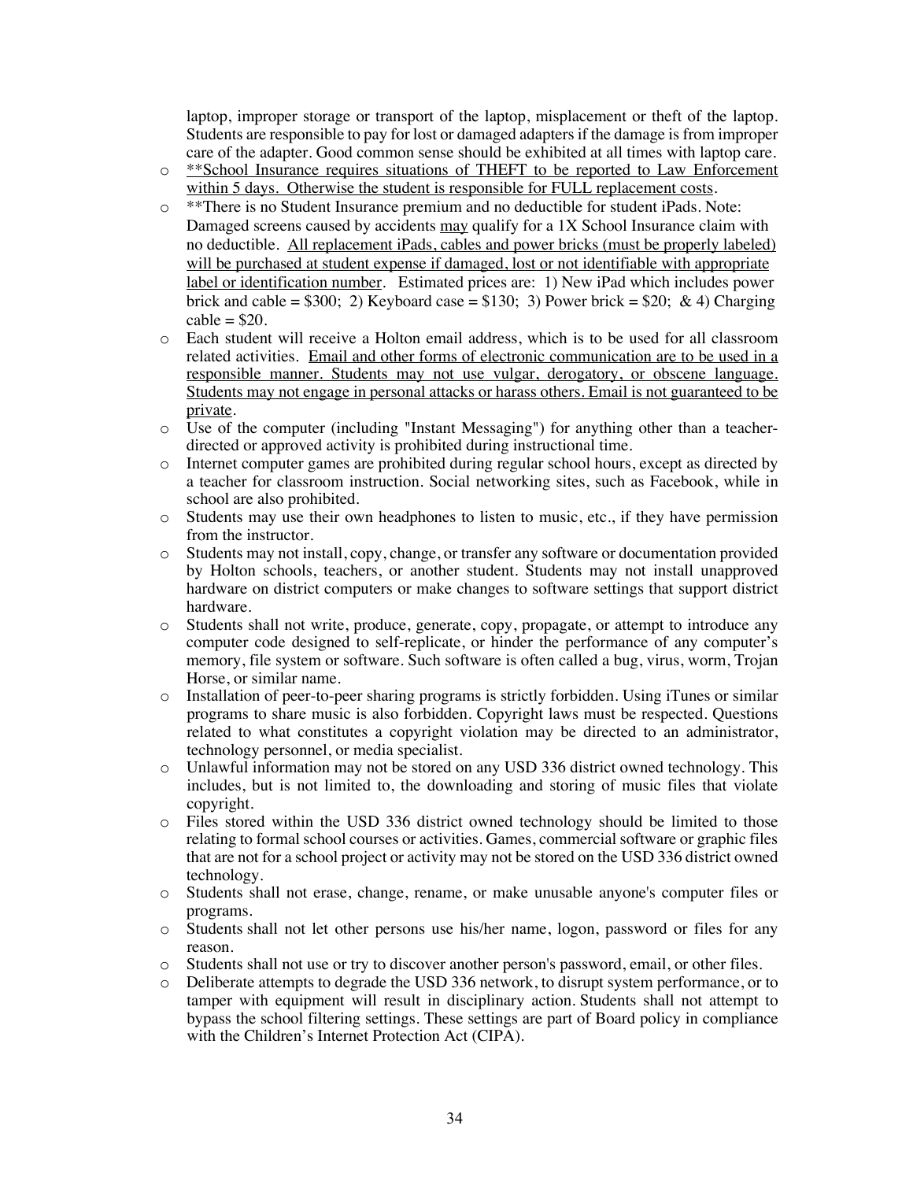laptop, improper storage or transport of the laptop, misplacement or theft of the laptop. Students are responsible to pay for lost or damaged adapters if the damage is from improper care of the adapter. Good common sense should be exhibited at all times with laptop care.

- <u>**School Insurance requires situations of THEFT to be reported to Law Enforcement within 5 days. Otherwise the student is responsible for FULL replacement costs</u>.
- **There is no Student Insurance premium and no deductible for student iPads. Note: Damaged screens caused by accidents <u>may</u> qualify for a 1X School Insurance claim with no deductible. <u>All replacement iPads, cables and power bricks (must be properly labeled) will be purchased at student expense if damaged, lost or not identifiable with appropriate label or identification number</u>. Estimated prices are: 1) New iPad which includes power brick and cable = $300; 2) Keyboard case = $130; 3) Power brick = $20; & 4) Charging cable = $20.
- Each student will receive a Holton email address, which is to be used for all classroom related activities. <u>Email and other forms of electronic communication are to be used in a responsible manner. Students may not use vulgar, derogatory, or obscene language. Students may not engage in personal attacks or harass others. Email is not guaranteed to be private</u>.
- Use of the computer (including "Instant Messaging") for anything other than a teacher-directed or approved activity is prohibited during instructional time.
- Internet computer games are prohibited during regular school hours, except as directed by a teacher for classroom instruction. Social networking sites, such as Facebook, while in school are also prohibited.
- Students may use their own headphones to listen to music, etc., if they have permission from the instructor.
- Students may not install, copy, change, or transfer any software or documentation provided by Holton schools, teachers, or another student. Students may not install unapproved hardware on district computers or make changes to software settings that support district hardware.
- Students shall not write, produce, generate, copy, propagate, or attempt to introduce any computer code designed to self-replicate, or hinder the performance of any computer's memory, file system or software. Such software is often called a bug, virus, worm, Trojan Horse, or similar name.
- Installation of peer-to-peer sharing programs is strictly forbidden. Using iTunes or similar programs to share music is also forbidden. Copyright laws must be respected. Questions related to what constitutes a copyright violation may be directed to an administrator, technology personnel, or media specialist.
- Unlawful information may not be stored on any USD 336 district owned technology. This includes, but is not limited to, the downloading and storing of music files that violate copyright.
- Files stored within the USD 336 district owned technology should be limited to those relating to formal school courses or activities. Games, commercial software or graphic files that are not for a school project or activity may not be stored on the USD 336 district owned technology.
- Students shall not erase, change, rename, or make unusable anyone's computer files or programs.
- Students shall not let other persons use his/her name, logon, password or files for any reason.
- Students shall not use or try to discover another person's password, email, or other files.
- Deliberate attempts to degrade the USD 336 network, to disrupt system performance, or to tamper with equipment will result in disciplinary action. Students shall not attempt to bypass the school filtering settings. These settings are part of Board policy in compliance with the Children's Internet Protection Act (CIPA).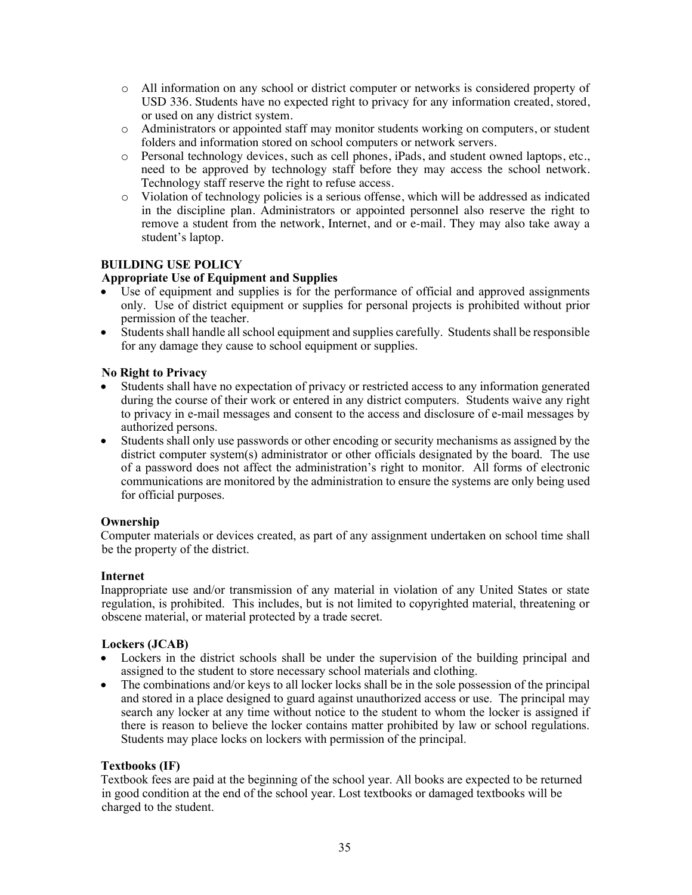- All information on any school or district computer or networks is considered property of USD 336. Students have no expected right to privacy for any information created, stored, or used on any district system.
- Administrators or appointed staff may monitor students working on computers, or student folders and information stored on school computers or network servers.
- Personal technology devices, such as cell phones, iPads, and student owned laptops, etc., need to be approved by technology staff before they may access the school network. Technology staff reserve the right to refuse access.
- Violation of technology policies is a serious offense, which will be addressed as indicated in the discipline plan. Administrators or appointed personnel also reserve the right to remove a student from the network, Internet, and or e-mail. They may also take away a student's laptop.

**BUILDING USE POLICY**

**Appropriate Use of Equipment and Supplies**

- Use of equipment and supplies is for the performance of official and approved assignments only. Use of district equipment or supplies for personal projects is prohibited without prior permission of the teacher.
- Students shall handle all school equipment and supplies carefully. Students shall be responsible for any damage they cause to school equipment or supplies.

**No Right to Privacy**

- Students shall have no expectation of privacy or restricted access to any information generated during the course of their work or entered in any district computers. Students waive any right to privacy in e-mail messages and consent to the access and disclosure of e-mail messages by authorized persons.
- Students shall only use passwords or other encoding or security mechanisms as assigned by the district computer system(s) administrator or other officials designated by the board. The use of a password does not affect the administration's right to monitor. All forms of electronic communications are monitored by the administration to ensure the systems are only being used for official purposes.

**Ownership**

Computer materials or devices created, as part of any assignment undertaken on school time shall be the property of the district.

**Internet**

Inappropriate use and/or transmission of any material in violation of any United States or state regulation, is prohibited. This includes, but is not limited to copyrighted material, threatening or obscene material, or material protected by a trade secret.

**Lockers (JCAB)**

- Lockers in the district schools shall be under the supervision of the building principal and assigned to the student to store necessary school materials and clothing.
- The combinations and/or keys to all locker locks shall be in the sole possession of the principal and stored in a place designed to guard against unauthorized access or use. The principal may search any locker at any time without notice to the student to whom the locker is assigned if there is reason to believe the locker contains matter prohibited by law or school regulations. Students may place locks on lockers with permission of the principal.

**Textbooks (IF)**

Textbook fees are paid at the beginning of the school year. All books are expected to be returned in good condition at the end of the school year. Lost textbooks or damaged textbooks will be charged to the student.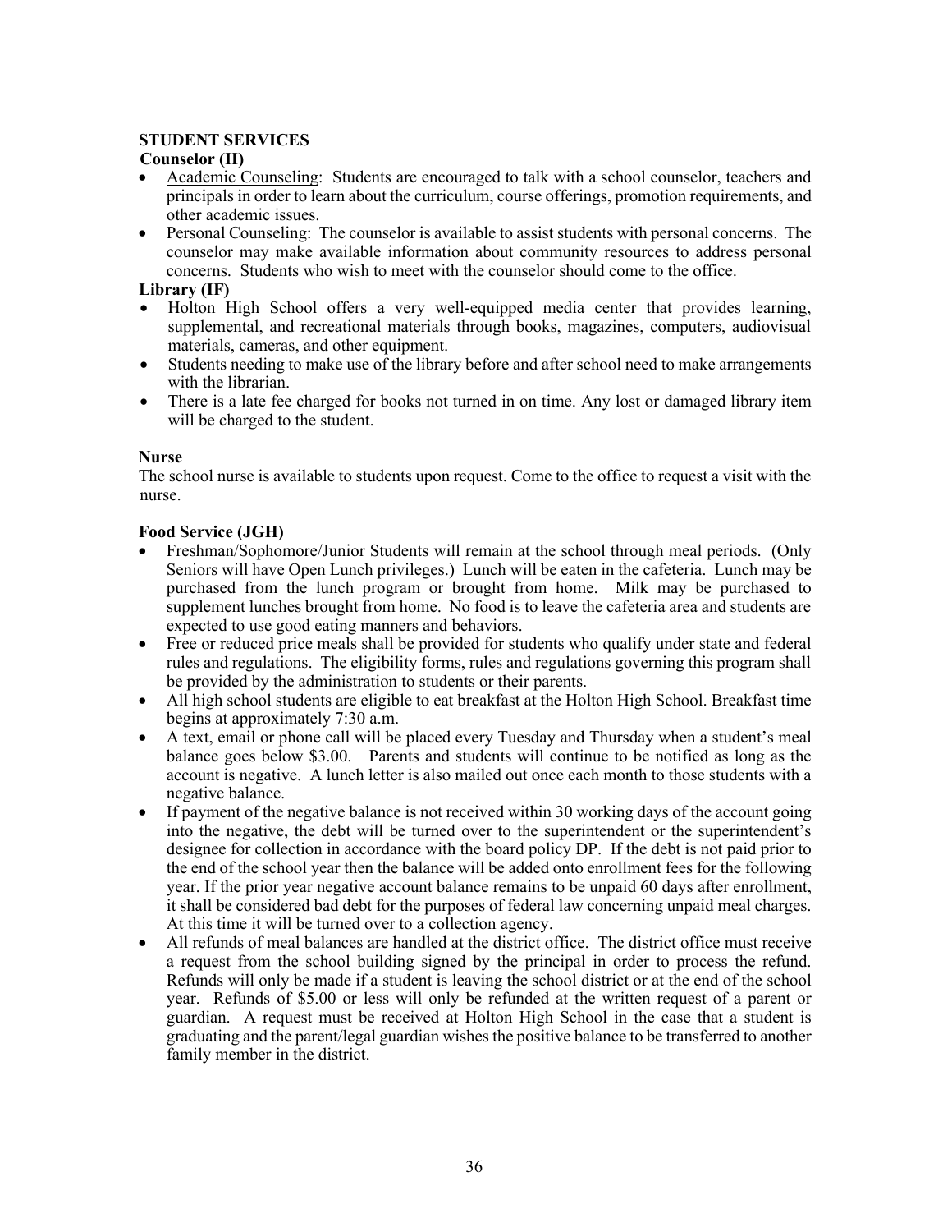## STUDENT SERVICES

### Counselor (II)

- Academic Counseling: Students are encouraged to talk with a school counselor, teachers and principals in order to learn about the curriculum, course offerings, promotion requirements, and other academic issues.
- Personal Counseling: The counselor is available to assist students with personal concerns. The counselor may make available information about community resources to address personal concerns. Students who wish to meet with the counselor should come to the office.

### Library (IF)

- Holton High School offers a very well-equipped media center that provides learning, supplemental, and recreational materials through books, magazines, computers, audiovisual materials, cameras, and other equipment.
- Students needing to make use of the library before and after school need to make arrangements with the librarian.
- There is a late fee charged for books not turned in on time. Any lost or damaged library item will be charged to the student.

### Nurse

The school nurse is available to students upon request. Come to the office to request a visit with the nurse.

### Food Service (JGH)

- Freshman/Sophomore/Junior Students will remain at the school through meal periods. (Only Seniors will have Open Lunch privileges.) Lunch will be eaten in the cafeteria. Lunch may be purchased from the lunch program or brought from home. Milk may be purchased to supplement lunches brought from home. No food is to leave the cafeteria area and students are expected to use good eating manners and behaviors.
- Free or reduced price meals shall be provided for students who qualify under state and federal rules and regulations. The eligibility forms, rules and regulations governing this program shall be provided by the administration to students or their parents.
- All high school students are eligible to eat breakfast at the Holton High School. Breakfast time begins at approximately 7:30 a.m.
- A text, email or phone call will be placed every Tuesday and Thursday when a student's meal balance goes below $3.00. Parents and students will continue to be notified as long as the account is negative. A lunch letter is also mailed out once each month to those students with a negative balance.
- If payment of the negative balance is not received within 30 working days of the account going into the negative, the debt will be turned over to the superintendent or the superintendent's designee for collection in accordance with the board policy DP. If the debt is not paid prior to the end of the school year then the balance will be added onto enrollment fees for the following year. If the prior year negative account balance remains to be unpaid 60 days after enrollment, it shall be considered bad debt for the purposes of federal law concerning unpaid meal charges. At this time it will be turned over to a collection agency.
- All refunds of meal balances are handled at the district office. The district office must receive a request from the school building signed by the principal in order to process the refund. Refunds will only be made if a student is leaving the school district or at the end of the school year. Refunds of $5.00 or less will only be refunded at the written request of a parent or guardian. A request must be received at Holton High School in the case that a student is graduating and the parent/legal guardian wishes the positive balance to be transferred to another family member in the district.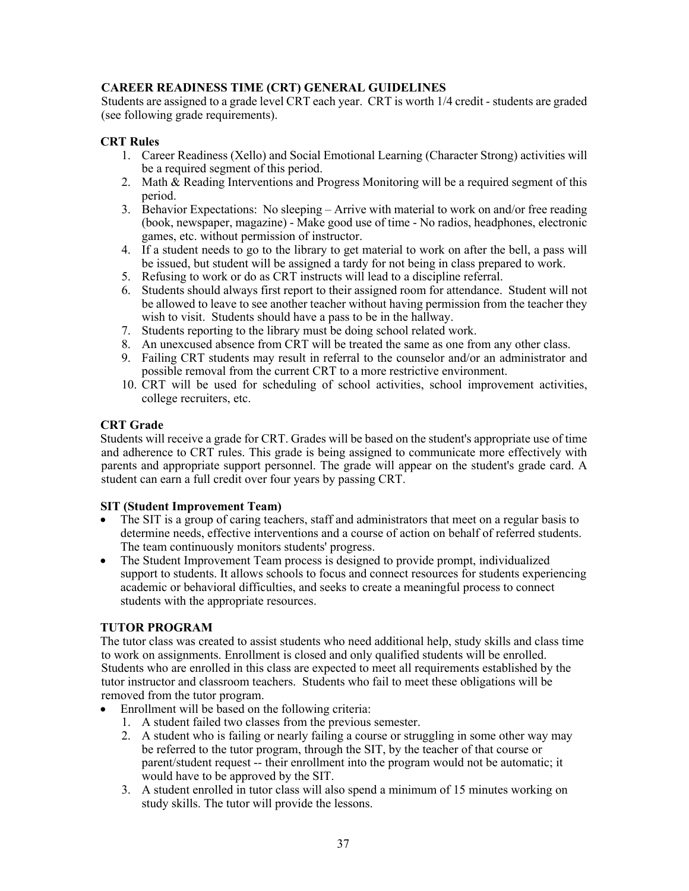## CAREER READINESS TIME (CRT) GENERAL GUIDELINES

Students are assigned to a grade level CRT each year. CRT is worth 1/4 credit - students are graded (see following grade requirements).

### CRT Rules

1. Career Readiness (Xello) and Social Emotional Learning (Character Strong) activities will be a required segment of this period.
2. Math & Reading Interventions and Progress Monitoring will be a required segment of this period.
3. Behavior Expectations: No sleeping – Arrive with material to work on and/or free reading (book, newspaper, magazine) - Make good use of time - No radios, headphones, electronic games, etc. without permission of instructor.
4. If a student needs to go to the library to get material to work on after the bell, a pass will be issued, but student will be assigned a tardy for not being in class prepared to work.
5. Refusing to work or do as CRT instructs will lead to a discipline referral.
6. Students should always first report to their assigned room for attendance. Student will not be allowed to leave to see another teacher without having permission from the teacher they wish to visit. Students should have a pass to be in the hallway.
7. Students reporting to the library must be doing school related work.
8. An unexcused absence from CRT will be treated the same as one from any other class.
9. Failing CRT students may result in referral to the counselor and/or an administrator and possible removal from the current CRT to a more restrictive environment.
10. CRT will be used for scheduling of school activities, school improvement activities, college recruiters, etc.

### CRT Grade

Students will receive a grade for CRT. Grades will be based on the student's appropriate use of time and adherence to CRT rules. This grade is being assigned to communicate more effectively with parents and appropriate support personnel. The grade will appear on the student's grade card. A student can earn a full credit over four years by passing CRT.

### SIT (Student Improvement Team)

- The SIT is a group of caring teachers, staff and administrators that meet on a regular basis to determine needs, effective interventions and a course of action on behalf of referred students. The team continuously monitors students' progress.
- The Student Improvement Team process is designed to provide prompt, individualized support to students. It allows schools to focus and connect resources for students experiencing academic or behavioral difficulties, and seeks to create a meaningful process to connect students with the appropriate resources.

## TUTOR PROGRAM

The tutor class was created to assist students who need additional help, study skills and class time to work on assignments. Enrollment is closed and only qualified students will be enrolled. Students who are enrolled in this class are expected to meet all requirements established by the tutor instructor and classroom teachers. Students who fail to meet these obligations will be removed from the tutor program.

- Enrollment will be based on the following criteria:
  1. A student failed two classes from the previous semester.
  2. A student who is failing or nearly failing a course or struggling in some other way may be referred to the tutor program, through the SIT, by the teacher of that course or parent/student request -- their enrollment into the program would not be automatic; it would have to be approved by the SIT.
  3. A student enrolled in tutor class will also spend a minimum of 15 minutes working on study skills. The tutor will provide the lessons.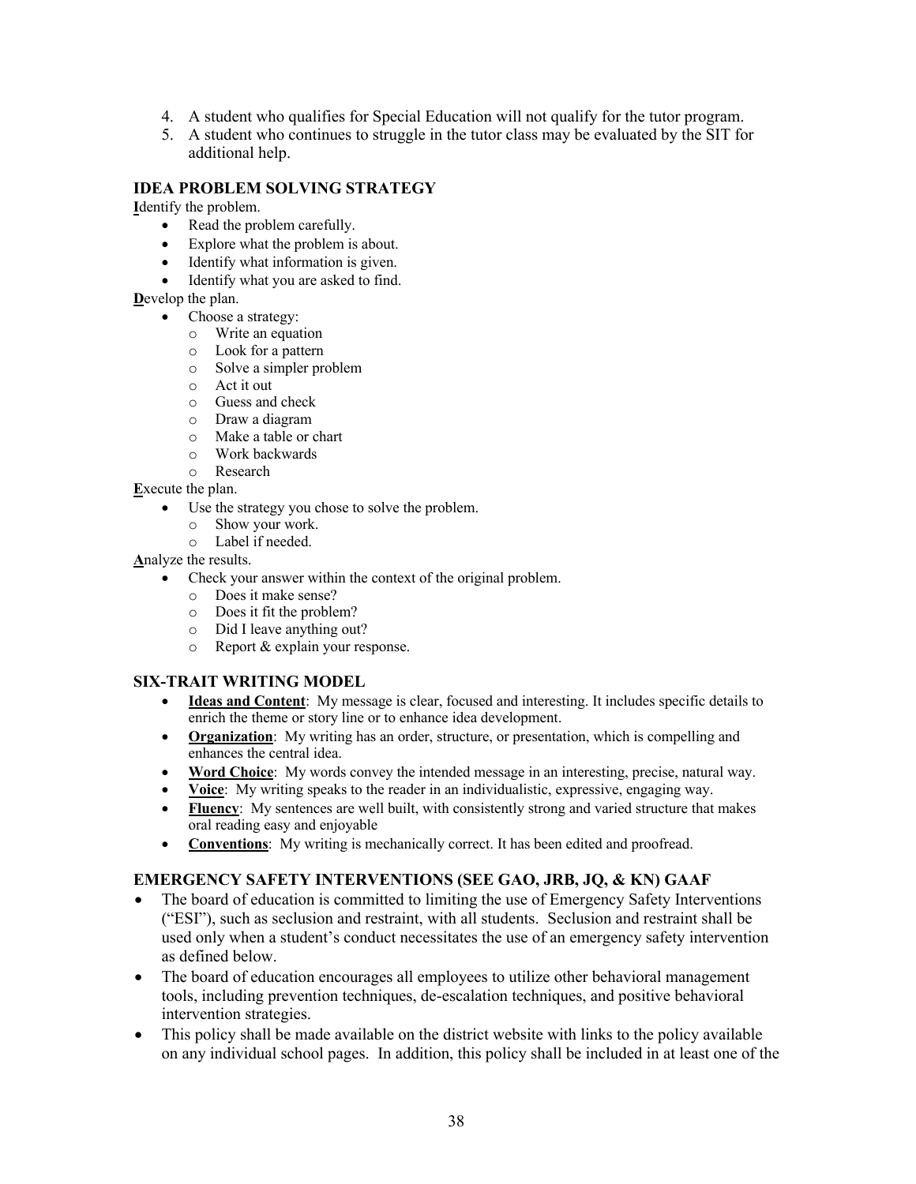4. A student who qualifies for Special Education will not qualify for the tutor program.
5. A student who continues to struggle in the tutor class may be evaluated by the SIT for additional help.

### IDEA PROBLEM SOLVING STRATEGY

**I**dentify the problem.

- Read the problem carefully.
- Explore what the problem is about.
- Identify what information is given.
- Identify what you are asked to find.

**D**evelop the plan.

- Choose a strategy:
  - Write an equation
  - Look for a pattern
  - Solve a simpler problem
  - Act it out
  - Guess and check
  - Draw a diagram
  - Make a table or chart
  - Work backwards
  - Research

**E**xecute the plan.

- Use the strategy you chose to solve the problem.
  - Show your work.
  - Label if needed.

**A**nalyze the results.

- Check your answer within the context of the original problem.
  - Does it make sense?
  - Does it fit the problem?
  - Did I leave anything out?
  - Report & explain your response.

### SIX-TRAIT WRITING MODEL

- **Ideas and Content**: My message is clear, focused and interesting. It includes specific details to enrich the theme or story line or to enhance idea development.
- **Organization**: My writing has an order, structure, or presentation, which is compelling and enhances the central idea.
- **Word Choice**: My words convey the intended message in an interesting, precise, natural way.
- **Voice**: My writing speaks to the reader in an individualistic, expressive, engaging way.
- **Fluency**: My sentences are well built, with consistently strong and varied structure that makes oral reading easy and enjoyable
- **Conventions**: My writing is mechanically correct. It has been edited and proofread.

### EMERGENCY SAFETY INTERVENTIONS (SEE GAO, JRB, JQ, & KN) GAAF

- The board of education is committed to limiting the use of Emergency Safety Interventions ("ESI"), such as seclusion and restraint, with all students. Seclusion and restraint shall be used only when a student's conduct necessitates the use of an emergency safety intervention as defined below.
- The board of education encourages all employees to utilize other behavioral management tools, including prevention techniques, de-escalation techniques, and positive behavioral intervention strategies.
- This policy shall be made available on the district website with links to the policy available on any individual school pages. In addition, this policy shall be included in at least one of the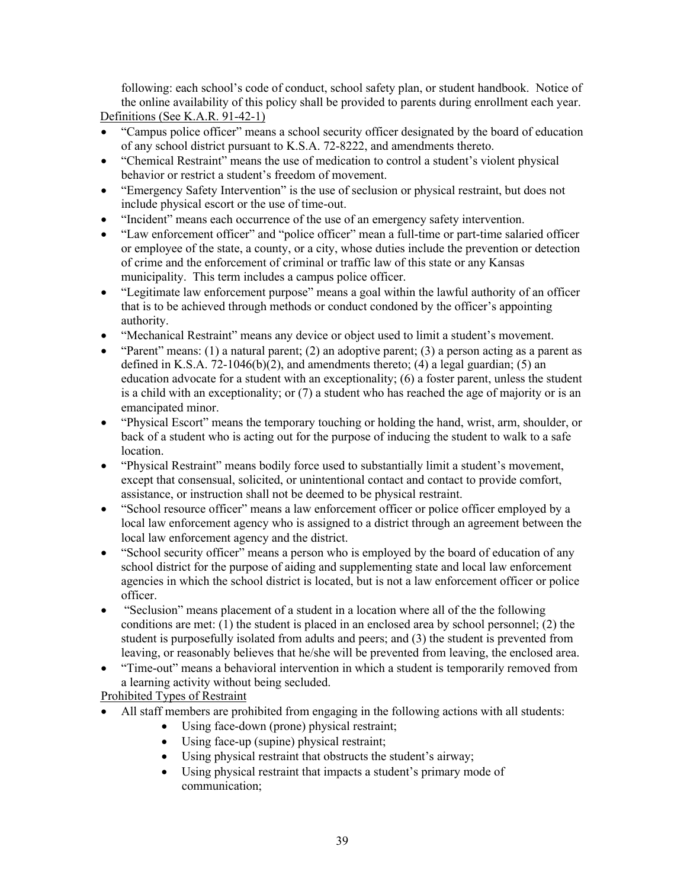following: each school's code of conduct, school safety plan, or student handbook. Notice of the online availability of this policy shall be provided to parents during enrollment each year.

Definitions (See K.A.R. 91-42-1)

- "Campus police officer" means a school security officer designated by the board of education of any school district pursuant to K.S.A. 72-8222, and amendments thereto.
- "Chemical Restraint" means the use of medication to control a student's violent physical behavior or restrict a student's freedom of movement.
- "Emergency Safety Intervention" is the use of seclusion or physical restraint, but does not include physical escort or the use of time-out.
- "Incident" means each occurrence of the use of an emergency safety intervention.
- "Law enforcement officer" and "police officer" mean a full-time or part-time salaried officer or employee of the state, a county, or a city, whose duties include the prevention or detection of crime and the enforcement of criminal or traffic law of this state or any Kansas municipality. This term includes a campus police officer.
- "Legitimate law enforcement purpose" means a goal within the lawful authority of an officer that is to be achieved through methods or conduct condoned by the officer's appointing authority.
- "Mechanical Restraint" means any device or object used to limit a student's movement.
- "Parent" means: (1) a natural parent; (2) an adoptive parent; (3) a person acting as a parent as defined in K.S.A. 72-1046(b)(2), and amendments thereto; (4) a legal guardian; (5) an education advocate for a student with an exceptionality; (6) a foster parent, unless the student is a child with an exceptionality; or (7) a student who has reached the age of majority or is an emancipated minor.
- "Physical Escort" means the temporary touching or holding the hand, wrist, arm, shoulder, or back of a student who is acting out for the purpose of inducing the student to walk to a safe location.
- "Physical Restraint" means bodily force used to substantially limit a student's movement, except that consensual, solicited, or unintentional contact and contact to provide comfort, assistance, or instruction shall not be deemed to be physical restraint.
- "School resource officer" means a law enforcement officer or police officer employed by a local law enforcement agency who is assigned to a district through an agreement between the local law enforcement agency and the district.
- "School security officer" means a person who is employed by the board of education of any school district for the purpose of aiding and supplementing state and local law enforcement agencies in which the school district is located, but is not a law enforcement officer or police officer.
- "Seclusion" means placement of a student in a location where all of the the following conditions are met: (1) the student is placed in an enclosed area by school personnel; (2) the student is purposefully isolated from adults and peers; and (3) the student is prevented from leaving, or reasonably believes that he/she will be prevented from leaving, the enclosed area.
- "Time-out" means a behavioral intervention in which a student is temporarily removed from a learning activity without being secluded.

Prohibited Types of Restraint

- All staff members are prohibited from engaging in the following actions with all students:
    - Using face-down (prone) physical restraint;
    - Using face-up (supine) physical restraint;
    - Using physical restraint that obstructs the student's airway;
    - Using physical restraint that impacts a student's primary mode of communication;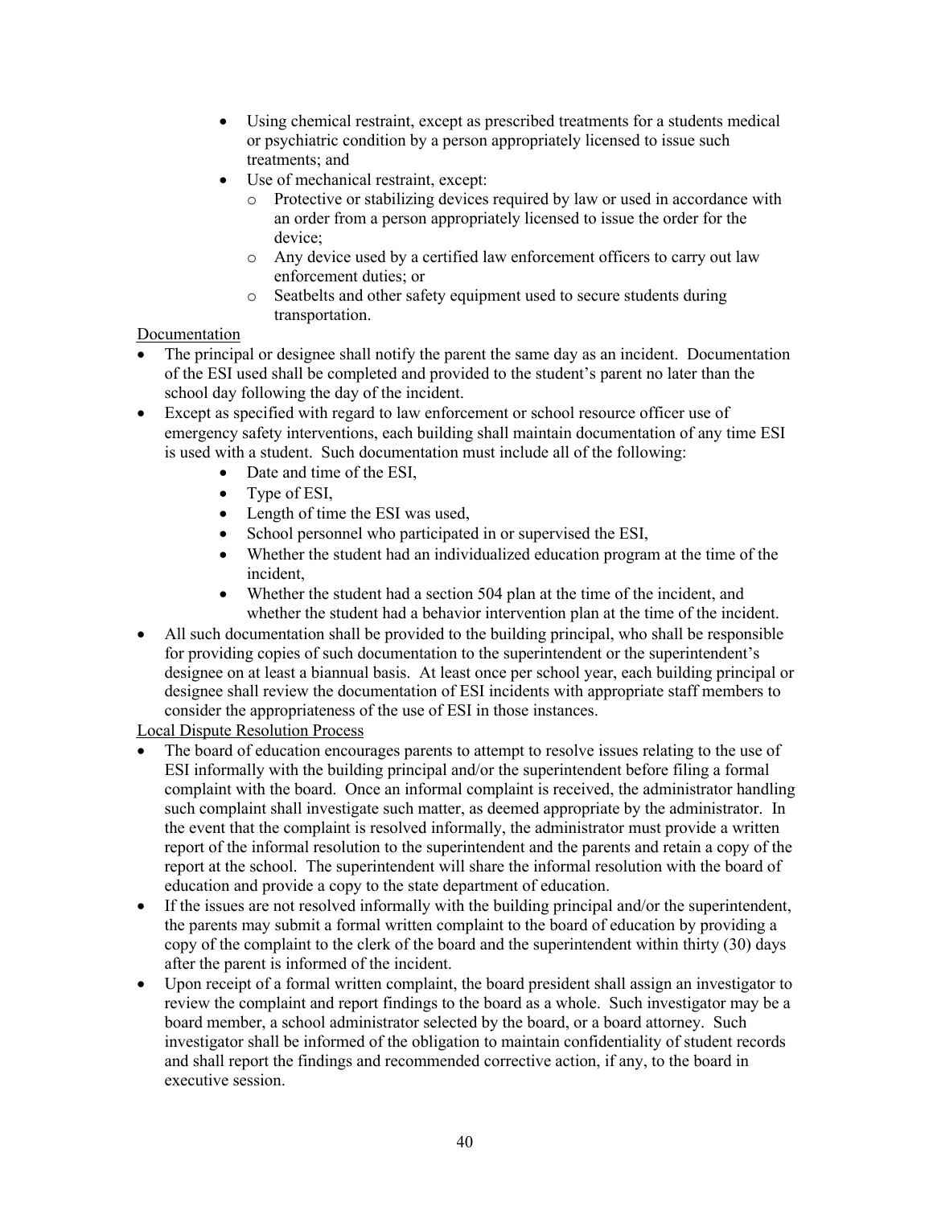- Using chemical restraint, except as prescribed treatments for a students medical or psychiatric condition by a person appropriately licensed to issue such treatments; and
- Use of mechanical restraint, except:
  - Protective or stabilizing devices required by law or used in accordance with an order from a person appropriately licensed to issue the order for the device;
  - Any device used by a certified law enforcement officers to carry out law enforcement duties; or
  - Seatbelts and other safety equipment used to secure students during transportation.

Documentation

- The principal or designee shall notify the parent the same day as an incident. Documentation of the ESI used shall be completed and provided to the student's parent no later than the school day following the day of the incident.
- Except as specified with regard to law enforcement or school resource officer use of emergency safety interventions, each building shall maintain documentation of any time ESI is used with a student. Such documentation must include all of the following:
  - Date and time of the ESI,
  - Type of ESI,
  - Length of time the ESI was used,
  - School personnel who participated in or supervised the ESI,
  - Whether the student had an individualized education program at the time of the incident,
  - Whether the student had a section 504 plan at the time of the incident, and whether the student had a behavior intervention plan at the time of the incident.
- All such documentation shall be provided to the building principal, who shall be responsible for providing copies of such documentation to the superintendent or the superintendent's designee on at least a biannual basis. At least once per school year, each building principal or designee shall review the documentation of ESI incidents with appropriate staff members to consider the appropriateness of the use of ESI in those instances.

Local Dispute Resolution Process

- The board of education encourages parents to attempt to resolve issues relating to the use of ESI informally with the building principal and/or the superintendent before filing a formal complaint with the board. Once an informal complaint is received, the administrator handling such complaint shall investigate such matter, as deemed appropriate by the administrator. In the event that the complaint is resolved informally, the administrator must provide a written report of the informal resolution to the superintendent and the parents and retain a copy of the report at the school. The superintendent will share the informal resolution with the board of education and provide a copy to the state department of education.
- If the issues are not resolved informally with the building principal and/or the superintendent, the parents may submit a formal written complaint to the board of education by providing a copy of the complaint to the clerk of the board and the superintendent within thirty (30) days after the parent is informed of the incident.
- Upon receipt of a formal written complaint, the board president shall assign an investigator to review the complaint and report findings to the board as a whole. Such investigator may be a board member, a school administrator selected by the board, or a board attorney. Such investigator shall be informed of the obligation to maintain confidentiality of student records and shall report the findings and recommended corrective action, if any, to the board in executive session.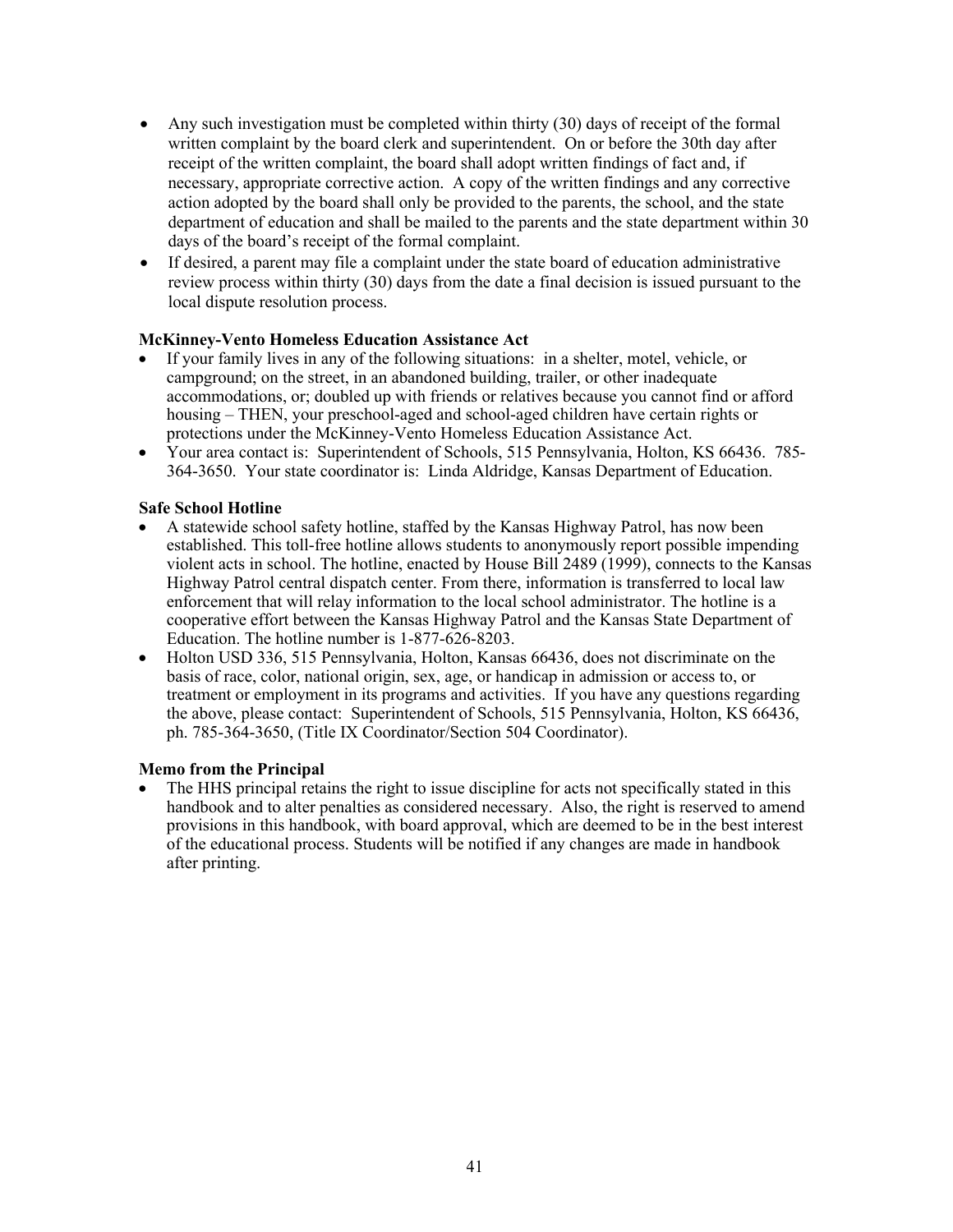- Any such investigation must be completed within thirty (30) days of receipt of the formal written complaint by the board clerk and superintendent. On or before the 30th day after receipt of the written complaint, the board shall adopt written findings of fact and, if necessary, appropriate corrective action. A copy of the written findings and any corrective action adopted by the board shall only be provided to the parents, the school, and the state department of education and shall be mailed to the parents and the state department within 30 days of the board's receipt of the formal complaint.
- If desired, a parent may file a complaint under the state board of education administrative review process within thirty (30) days from the date a final decision is issued pursuant to the local dispute resolution process.

**McKinney-Vento Homeless Education Assistance Act**

- If your family lives in any of the following situations: in a shelter, motel, vehicle, or campground; on the street, in an abandoned building, trailer, or other inadequate accommodations, or; doubled up with friends or relatives because you cannot find or afford housing – THEN, your preschool-aged and school-aged children have certain rights or protections under the McKinney-Vento Homeless Education Assistance Act.
- Your area contact is: Superintendent of Schools, 515 Pennsylvania, Holton, KS 66436. 785-364-3650. Your state coordinator is: Linda Aldridge, Kansas Department of Education.

**Safe School Hotline**

- A statewide school safety hotline, staffed by the Kansas Highway Patrol, has now been established. This toll-free hotline allows students to anonymously report possible impending violent acts in school. The hotline, enacted by House Bill 2489 (1999), connects to the Kansas Highway Patrol central dispatch center. From there, information is transferred to local law enforcement that will relay information to the local school administrator. The hotline is a cooperative effort between the Kansas Highway Patrol and the Kansas State Department of Education. The hotline number is 1-877-626-8203.
- Holton USD 336, 515 Pennsylvania, Holton, Kansas 66436, does not discriminate on the basis of race, color, national origin, sex, age, or handicap in admission or access to, or treatment or employment in its programs and activities. If you have any questions regarding the above, please contact: Superintendent of Schools, 515 Pennsylvania, Holton, KS 66436, ph. 785-364-3650, (Title IX Coordinator/Section 504 Coordinator).

**Memo from the Principal**

- The HHS principal retains the right to issue discipline for acts not specifically stated in this handbook and to alter penalties as considered necessary. Also, the right is reserved to amend provisions in this handbook, with board approval, which are deemed to be in the best interest of the educational process. Students will be notified if any changes are made in handbook after printing.